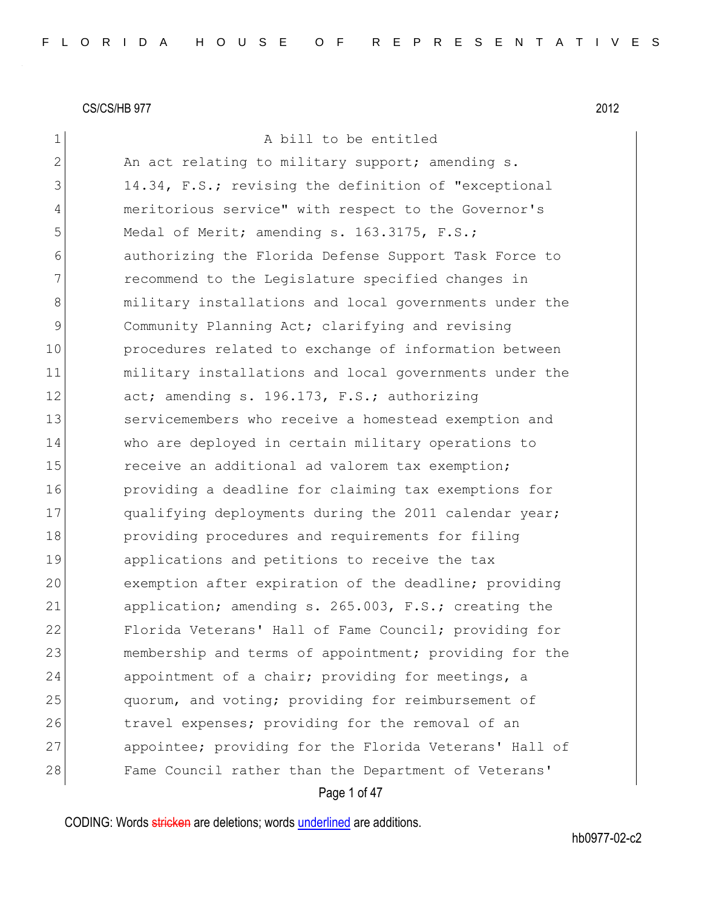CS/CS/HB 977 2012

A bill to be entitled

An act relating to military support; amending s. 14.34, F.S.; revising the definition of "exceptional meritorious service" with respect to the Governor's Medal of Merit; amending s. 163.3175, F.S.; authorizing the Florida Defense Support Task Force to recommend to the Legislature specified changes in military installations and local governments under the Community Planning Act; clarifying and revising procedures related to exchange of information between military installations and local governments under the act; amending s. 196.173, F.S.; authorizing servicemembers who receive a homestead exemption and who are deployed in certain military operations to receive an additional ad valorem tax exemption; providing a deadline for claiming tax exemptions for qualifying deployments during the 2011 calendar year; providing procedures and requirements for filing applications and petitions to receive the tax exemption after expiration of the deadline; providing application; amending s. 265.003, F.S.; creating the Florida Veterans' Hall of Fame Council; providing for membership and terms of appointment; providing for the appointment of a chair; providing for meetings, a quorum, and voting; providing for reimbursement of travel expenses; providing for the removal of an appointee; providing for the Florida Veterans' Hall of Fame Council rather than the Department of Veterans'

CODING: Words stricken are deletions; words underlined are additions.

hb0977-02-c2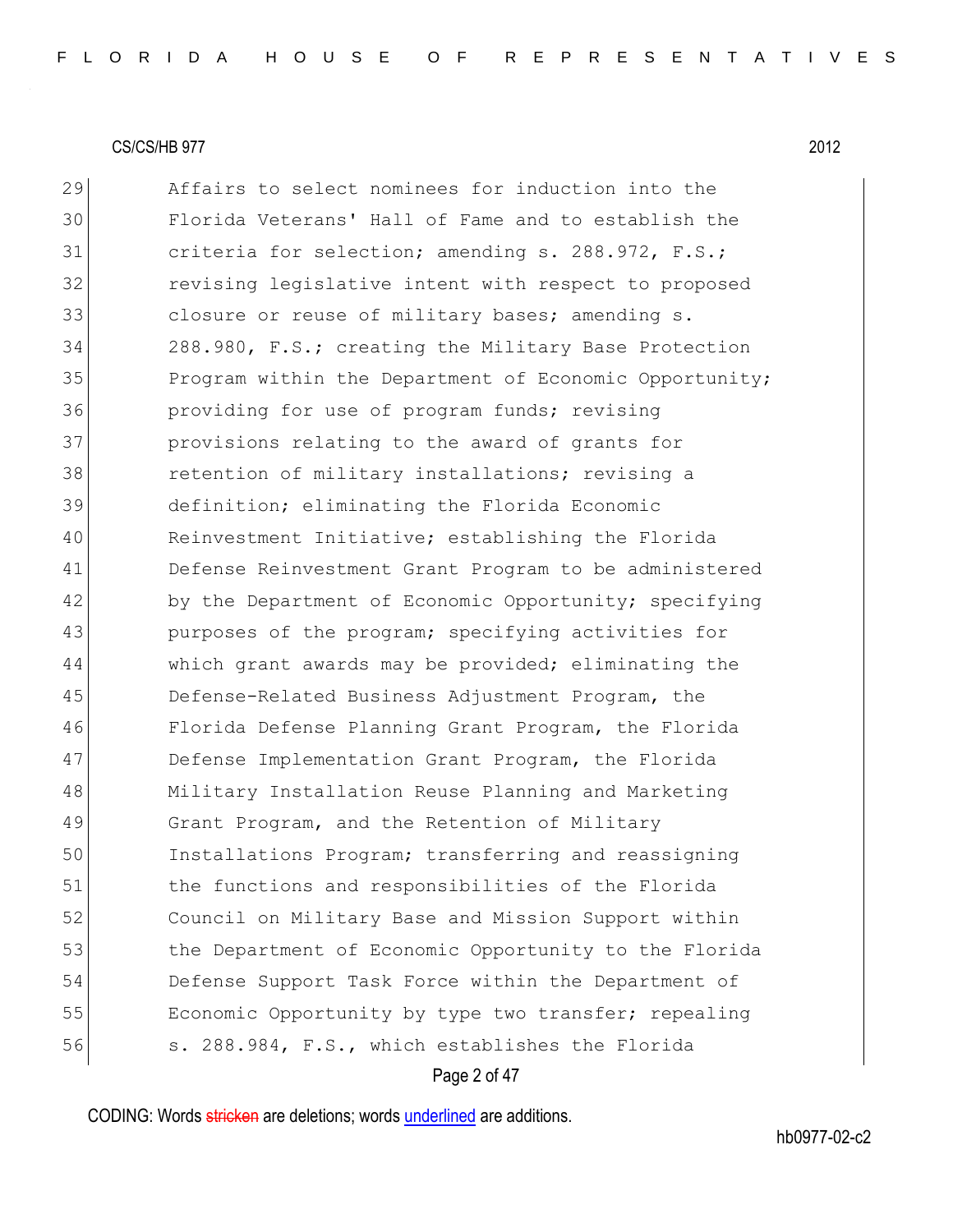29 Affairs to select nominees for induction into the
30 Florida Veterans' Hall of Fame and to establish the
31 criteria for selection; amending s. 288.972, F.S.;
32 revising legislative intent with respect to proposed
33 closure or reuse of military bases; amending s.
34 288.980, F.S.; creating the Military Base Protection
35 Program within the Department of Economic Opportunity;
36 providing for use of program funds; revising
37 provisions relating to the award of grants for
38 retention of military installations; revising a
39 definition; eliminating the Florida Economic
40 Reinvestment Initiative; establishing the Florida
41 Defense Reinvestment Grant Program to be administered
42 by the Department of Economic Opportunity; specifying
43 purposes of the program; specifying activities for
44 which grant awards may be provided; eliminating the
45 Defense-Related Business Adjustment Program, the
46 Florida Defense Planning Grant Program, the Florida
47 Defense Implementation Grant Program, the Florida
48 Military Installation Reuse Planning and Marketing
49 Grant Program, and the Retention of Military
50 Installations Program; transferring and reassigning
51 the functions and responsibilities of the Florida
52 Council on Military Base and Mission Support within
53 the Department of Economic Opportunity to the Florida
54 Defense Support Task Force within the Department of
55 Economic Opportunity by type two transfer; repealing
56 s. 288.984, F.S., which establishes the Florida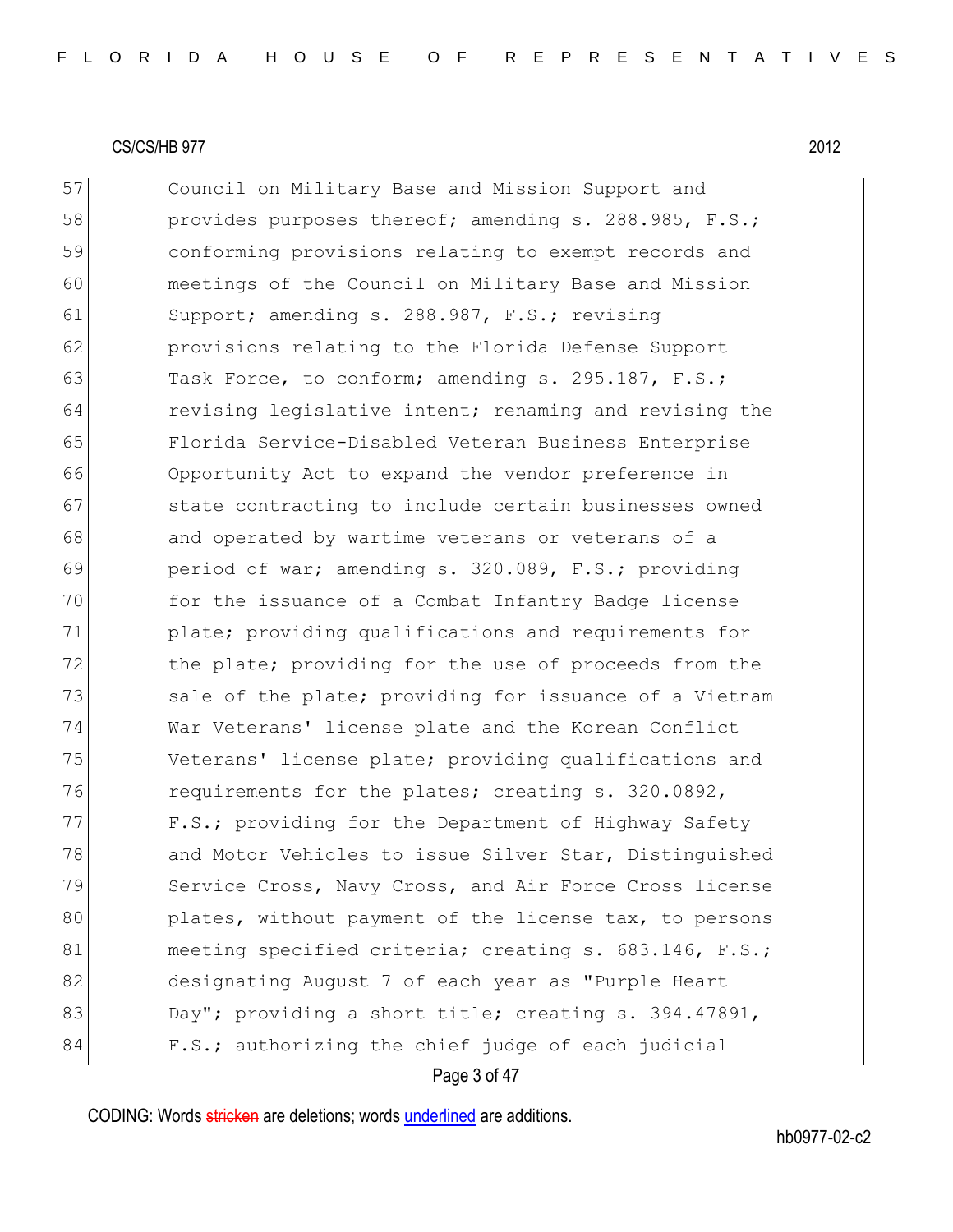57 Council on Military Base and Mission Support and
58 provides purposes thereof; amending s. 288.985, F.S.;
59 conforming provisions relating to exempt records and
60 meetings of the Council on Military Base and Mission
61 Support; amending s. 288.987, F.S.; revising
62 provisions relating to the Florida Defense Support
63 Task Force, to conform; amending s. 295.187, F.S.;
64 revising legislative intent; renaming and revising the
65 Florida Service-Disabled Veteran Business Enterprise
66 Opportunity Act to expand the vendor preference in
67 state contracting to include certain businesses owned
68 and operated by wartime veterans or veterans of a
69 period of war; amending s. 320.089, F.S.; providing
70 for the issuance of a Combat Infantry Badge license
71 plate; providing qualifications and requirements for
72 the plate; providing for the use of proceeds from the
73 sale of the plate; providing for issuance of a Vietnam
74 War Veterans' license plate and the Korean Conflict
75 Veterans' license plate; providing qualifications and
76 requirements for the plates; creating s. 320.0892,
77 F.S.; providing for the Department of Highway Safety
78 and Motor Vehicles to issue Silver Star, Distinguished
79 Service Cross, Navy Cross, and Air Force Cross license
80 plates, without payment of the license tax, to persons
81 meeting specified criteria; creating s. 683.146, F.S.;
82 designating August 7 of each year as "Purple Heart
83 Day"; providing a short title; creating s. 394.47891,
84 F.S.; authorizing the chief judge of each judicial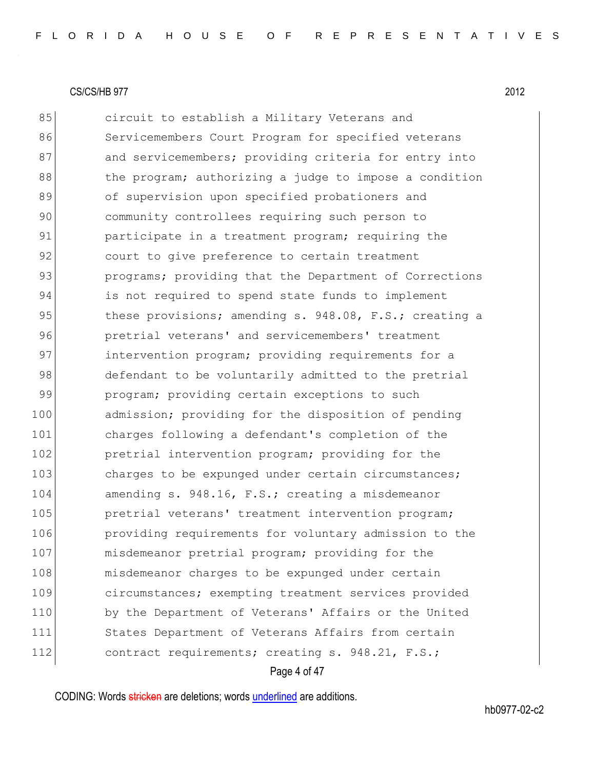85 circuit to establish a Military Veterans and
86 Servicemembers Court Program for specified veterans
87 and servicemembers; providing criteria for entry into
88 the program; authorizing a judge to impose a condition
89 of supervision upon specified probationers and
90 community controllees requiring such person to
91 participate in a treatment program; requiring the
92 court to give preference to certain treatment
93 programs; providing that the Department of Corrections
94 is not required to spend state funds to implement
95 these provisions; amending s. 948.08, F.S.; creating a
96 pretrial veterans' and servicemembers' treatment
97 intervention program; providing requirements for a
98 defendant to be voluntarily admitted to the pretrial
99 program; providing certain exceptions to such
100 admission; providing for the disposition of pending
101 charges following a defendant's completion of the
102 pretrial intervention program; providing for the
103 charges to be expunged under certain circumstances;
104 amending s. 948.16, F.S.; creating a misdemeanor
105 pretrial veterans' treatment intervention program;
106 providing requirements for voluntary admission to the
107 misdemeanor pretrial program; providing for the
108 misdemeanor charges to be expunged under certain
109 circumstances; exempting treatment services provided
110 by the Department of Veterans' Affairs or the United
111 States Department of Veterans Affairs from certain
112 contract requirements; creating s. 948.21, F.S.;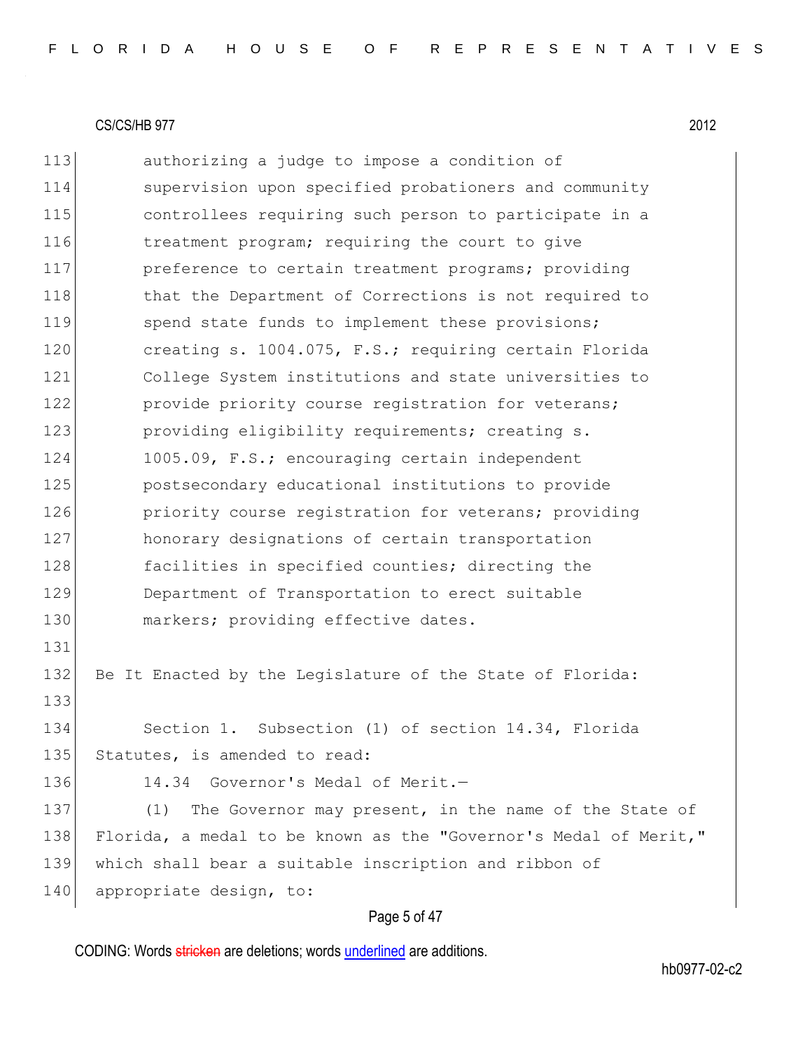authorizing a judge to impose a condition of supervision upon specified probationers and community controllees requiring such person to participate in a treatment program; requiring the court to give preference to certain treatment programs; providing that the Department of Corrections is not required to spend state funds to implement these provisions; creating s. 1004.075, F.S.; requiring certain Florida College System institutions and state universities to provide priority course registration for veterans; providing eligibility requirements; creating s. 1005.09, F.S.; encouraging certain independent postsecondary educational institutions to provide priority course registration for veterans; providing honorary designations of certain transportation facilities in specified counties; directing the Department of Transportation to erect suitable markers; providing effective dates.

Be It Enacted by the Legislature of the State of Florida:

Section 1. Subsection (1) of section 14.34, Florida Statutes, is amended to read:

14.34 Governor's Medal of Merit.—

(1) The Governor may present, in the name of the State of Florida, a medal to be known as the "Governor's Medal of Merit," which shall bear a suitable inscription and ribbon of appropriate design, to: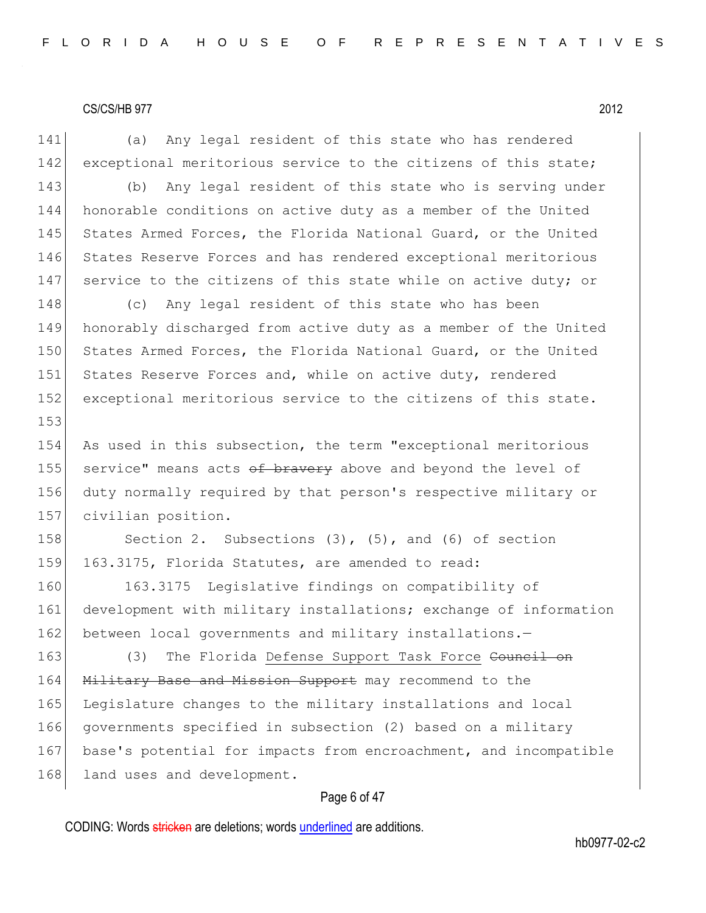(a) Any legal resident of this state who has rendered exceptional meritorious service to the citizens of this state;

(b) Any legal resident of this state who is serving under honorable conditions on active duty as a member of the United States Armed Forces, the Florida National Guard, or the United States Reserve Forces and has rendered exceptional meritorious service to the citizens of this state while on active duty; or

(c) Any legal resident of this state who has been honorably discharged from active duty as a member of the United States Armed Forces, the Florida National Guard, or the United States Reserve Forces and, while on active duty, rendered exceptional meritorious service to the citizens of this state.

As used in this subsection, the term "exceptional meritorious service" means acts ~~of bravery~~ above and beyond the level of duty normally required by that person's respective military or civilian position.

Section 2. Subsections (3), (5), and (6) of section 163.3175, Florida Statutes, are amended to read:

163.3175 Legislative findings on compatibility of development with military installations; exchange of information between local governments and military installations.—

(3) The Florida <u>Defense Support Task Force</u> ~~Council on Military Base and Mission Support~~ may recommend to the Legislature changes to the military installations and local governments specified in subsection (2) based on a military base's potential for impacts from encroachment, and incompatible land uses and development.

CODING: Words ~~stricken~~ are deletions; words <u>underlined</u> are additions.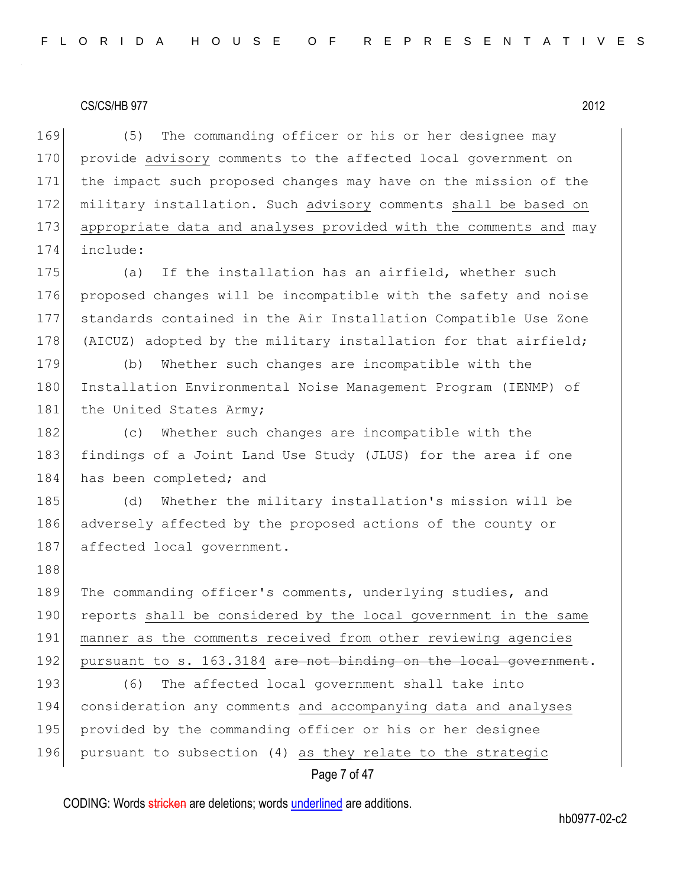(5) The commanding officer or his or her designee may provide advisory comments to the affected local government on the impact such proposed changes may have on the mission of the military installation. Such advisory comments shall be based on appropriate data and analyses provided with the comments and may include:

(a) If the installation has an airfield, whether such proposed changes will be incompatible with the safety and noise standards contained in the Air Installation Compatible Use Zone (AICUZ) adopted by the military installation for that airfield;

(b) Whether such changes are incompatible with the Installation Environmental Noise Management Program (IENMP) of the United States Army;

(c) Whether such changes are incompatible with the findings of a Joint Land Use Study (JLUS) for the area if one has been completed; and

(d) Whether the military installation's mission will be adversely affected by the proposed actions of the county or affected local government.

The commanding officer's comments, underlying studies, and reports shall be considered by the local government in the same manner as the comments received from other reviewing agencies pursuant to s. 163.3184 ~~are not binding on the local government~~.

(6) The affected local government shall take into consideration any comments and accompanying data and analyses provided by the commanding officer or his or her designee pursuant to subsection (4) as they relate to the strategic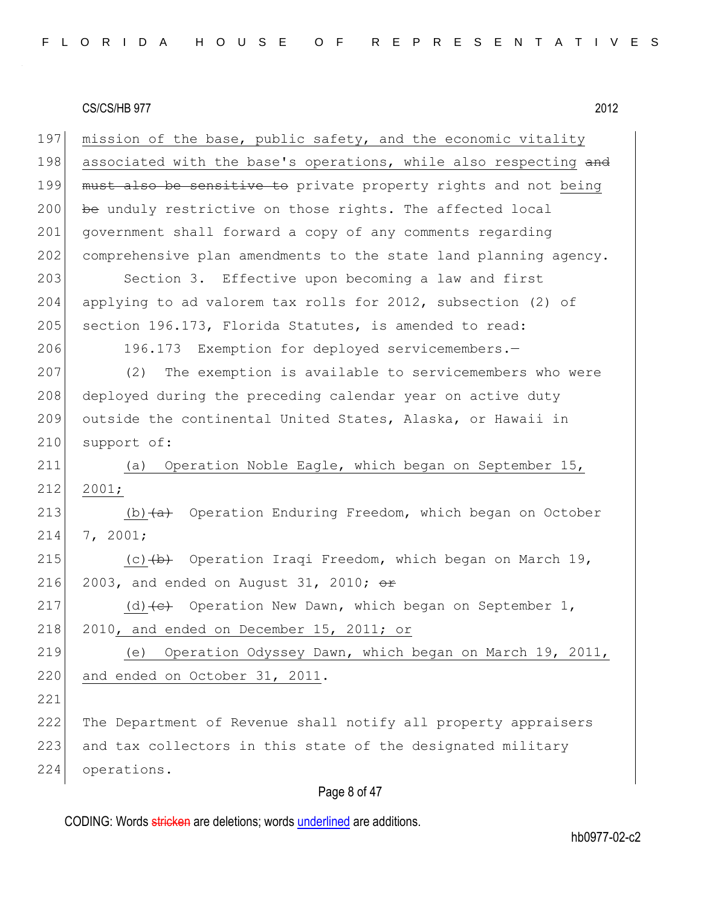mission of the base, public safety, and the economic vitality associated with the base's operations, while also respecting ~~and must also be sensitive to~~ private property rights and not being ~~be~~ unduly restrictive on those rights. The affected local government shall forward a copy of any comments regarding comprehensive plan amendments to the state land planning agency.

Section 3. Effective upon becoming a law and first applying to ad valorem tax rolls for 2012, subsection (2) of section 196.173, Florida Statutes, is amended to read:

196.173 Exemption for deployed servicemembers.—

(2) The exemption is available to servicemembers who were deployed during the preceding calendar year on active duty outside the continental United States, Alaska, or Hawaii in support of:

(a) Operation Noble Eagle, which began on September 15, 2001;

(b)~~(a)~~ Operation Enduring Freedom, which began on October 7, 2001;

(c)~~(b)~~ Operation Iraqi Freedom, which began on March 19, 2003, and ended on August 31, 2010; ~~or~~

(d)~~(c)~~ Operation New Dawn, which began on September 1, 2010, and ended on December 15, 2011; or

(e) Operation Odyssey Dawn, which began on March 19, 2011, and ended on October 31, 2011.

The Department of Revenue shall notify all property appraisers and tax collectors in this state of the designated military operations.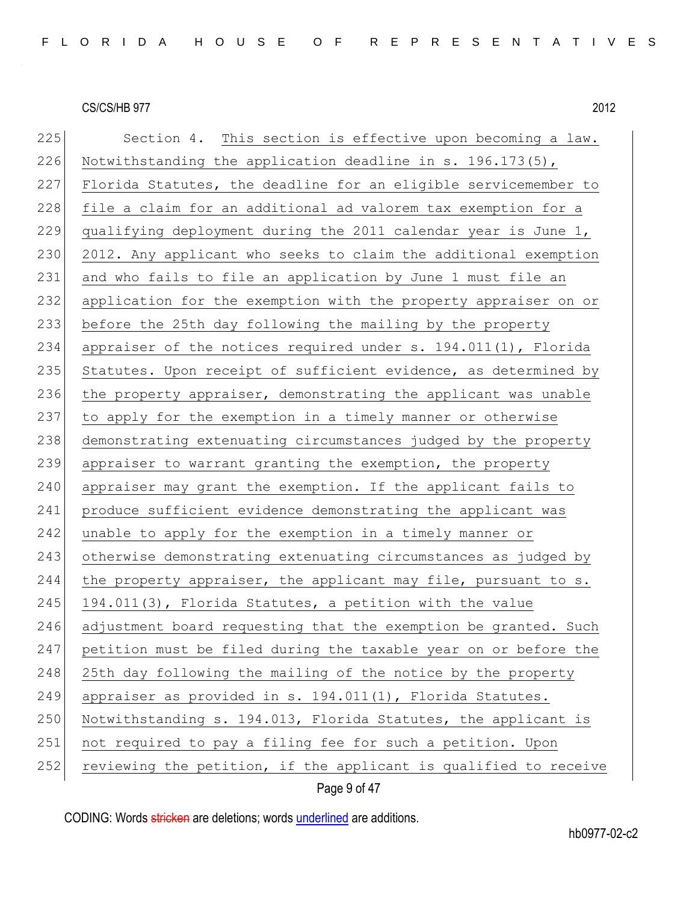Section 4. This section is effective upon becoming a law. Notwithstanding the application deadline in s. 196.173(5), Florida Statutes, the deadline for an eligible servicemember to file a claim for an additional ad valorem tax exemption for a qualifying deployment during the 2011 calendar year is June 1, 2012. Any applicant who seeks to claim the additional exemption and who fails to file an application by June 1 must file an application for the exemption with the property appraiser on or before the 25th day following the mailing by the property appraiser of the notices required under s. 194.011(1), Florida Statutes. Upon receipt of sufficient evidence, as determined by the property appraiser, demonstrating the applicant was unable to apply for the exemption in a timely manner or otherwise demonstrating extenuating circumstances judged by the property appraiser to warrant granting the exemption, the property appraiser may grant the exemption. If the applicant fails to produce sufficient evidence demonstrating the applicant was unable to apply for the exemption in a timely manner or otherwise demonstrating extenuating circumstances as judged by the property appraiser, the applicant may file, pursuant to s. 194.011(3), Florida Statutes, a petition with the value adjustment board requesting that the exemption be granted. Such petition must be filed during the taxable year on or before the 25th day following the mailing of the notice by the property appraiser as provided in s. 194.011(1), Florida Statutes. Notwithstanding s. 194.013, Florida Statutes, the applicant is not required to pay a filing fee for such a petition. Upon reviewing the petition, if the applicant is qualified to receive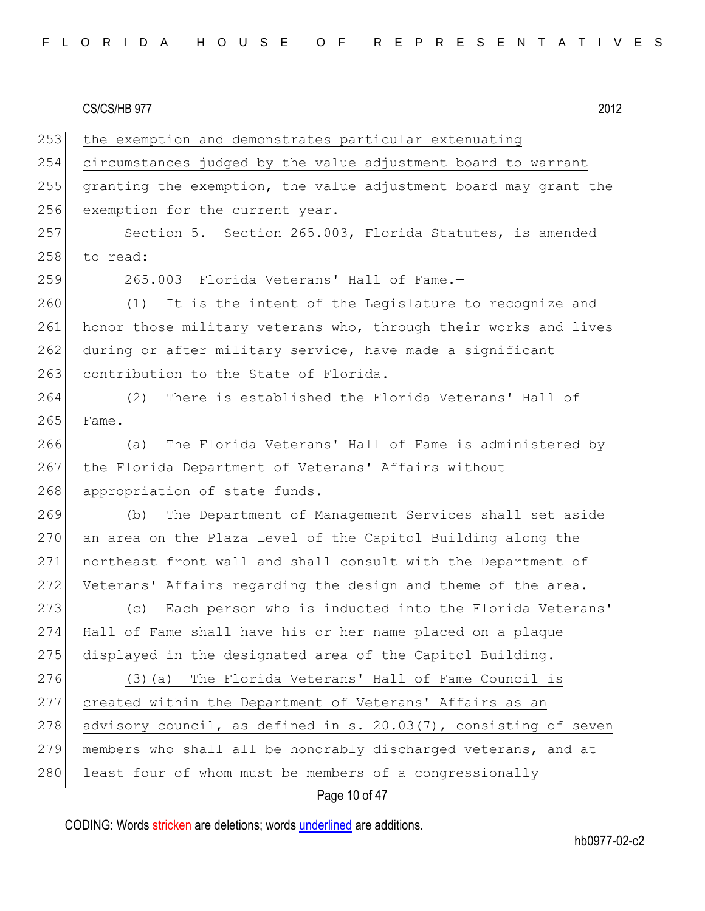the exemption and demonstrates particular extenuating circumstances judged by the value adjustment board to warrant granting the exemption, the value adjustment board may grant the exemption for the current year.

Section 5. Section 265.003, Florida Statutes, is amended to read:

265.003 Florida Veterans' Hall of Fame.—

(1) It is the intent of the Legislature to recognize and honor those military veterans who, through their works and lives during or after military service, have made a significant contribution to the State of Florida.

(2) There is established the Florida Veterans' Hall of Fame.

(a) The Florida Veterans' Hall of Fame is administered by the Florida Department of Veterans' Affairs without appropriation of state funds.

(b) The Department of Management Services shall set aside an area on the Plaza Level of the Capitol Building along the northeast front wall and shall consult with the Department of Veterans' Affairs regarding the design and theme of the area.

(c) Each person who is inducted into the Florida Veterans' Hall of Fame shall have his or her name placed on a plaque displayed in the designated area of the Capitol Building.

(3)(a) The Florida Veterans' Hall of Fame Council is created within the Department of Veterans' Affairs as an advisory council, as defined in s. 20.03(7), consisting of seven members who shall all be honorably discharged veterans, and at least four of whom must be members of a congressionally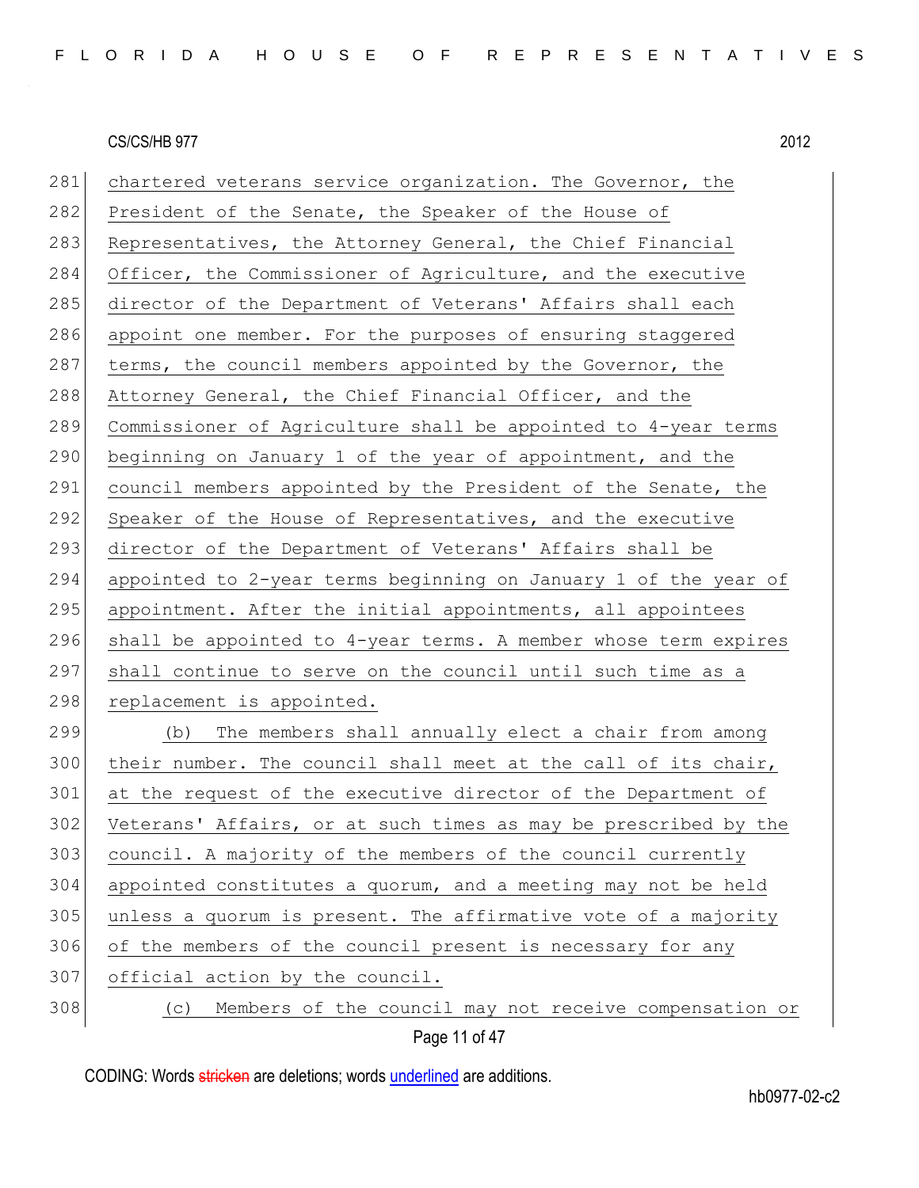chartered veterans service organization. The Governor, the President of the Senate, the Speaker of the House of Representatives, the Attorney General, the Chief Financial Officer, the Commissioner of Agriculture, and the executive director of the Department of Veterans' Affairs shall each appoint one member. For the purposes of ensuring staggered terms, the council members appointed by the Governor, the Attorney General, the Chief Financial Officer, and the Commissioner of Agriculture shall be appointed to 4-year terms beginning on January 1 of the year of appointment, and the council members appointed by the President of the Senate, the Speaker of the House of Representatives, and the executive director of the Department of Veterans' Affairs shall be appointed to 2-year terms beginning on January 1 of the year of appointment. After the initial appointments, all appointees shall be appointed to 4-year terms. A member whose term expires shall continue to serve on the council until such time as a replacement is appointed.

(b) The members shall annually elect a chair from among their number. The council shall meet at the call of its chair, at the request of the executive director of the Department of Veterans' Affairs, or at such times as may be prescribed by the council. A majority of the members of the council currently appointed constitutes a quorum, and a meeting may not be held unless a quorum is present. The affirmative vote of a majority of the members of the council present is necessary for any official action by the council.

(c) Members of the council may not receive compensation or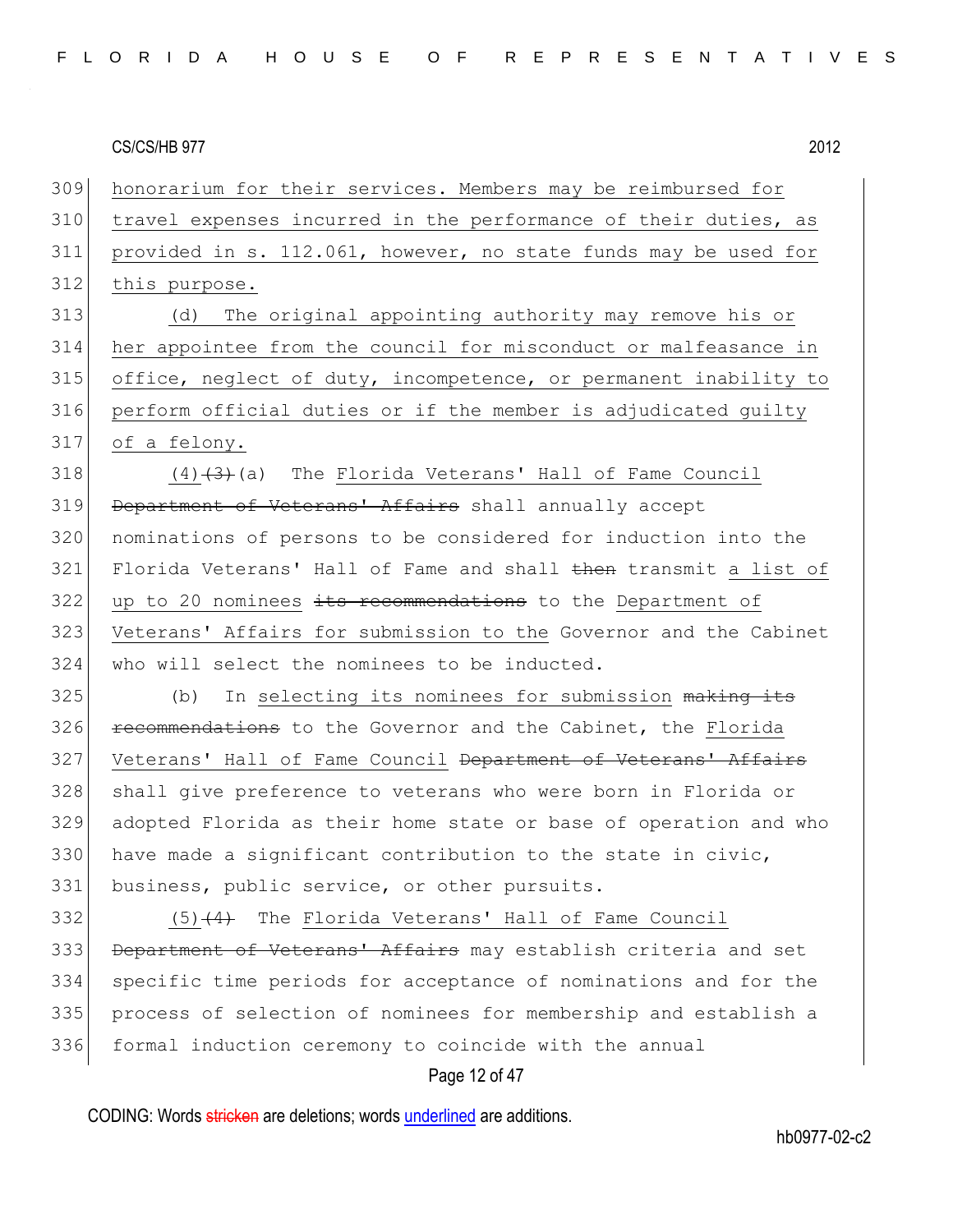honorarium for their services. Members may be reimbursed for travel expenses incurred in the performance of their duties, as provided in s. 112.061, however, no state funds may be used for this purpose.

(d) The original appointing authority may remove his or her appointee from the council for misconduct or malfeasance in office, neglect of duty, incompetence, or permanent inability to perform official duties or if the member is adjudicated guilty of a felony.

(4)~~(3)~~(a) The Florida Veterans' Hall of Fame Council ~~Department of Veterans' Affairs~~ shall annually accept nominations of persons to be considered for induction into the Florida Veterans' Hall of Fame and shall ~~then~~ transmit a list of up to 20 nominees ~~its recommendations~~ to the Department of Veterans' Affairs for submission to the Governor and the Cabinet who will select the nominees to be inducted.

(b) In selecting its nominees for submission ~~making its recommendations~~ to the Governor and the Cabinet, the Florida Veterans' Hall of Fame Council ~~Department of Veterans' Affairs~~ shall give preference to veterans who were born in Florida or adopted Florida as their home state or base of operation and who have made a significant contribution to the state in civic, business, public service, or other pursuits.

(5)~~(4)~~ The Florida Veterans' Hall of Fame Council ~~Department of Veterans' Affairs~~ may establish criteria and set specific time periods for acceptance of nominations and for the process of selection of nominees for membership and establish a formal induction ceremony to coincide with the annual

CODING: Words ~~stricken~~ are deletions; words underlined are additions.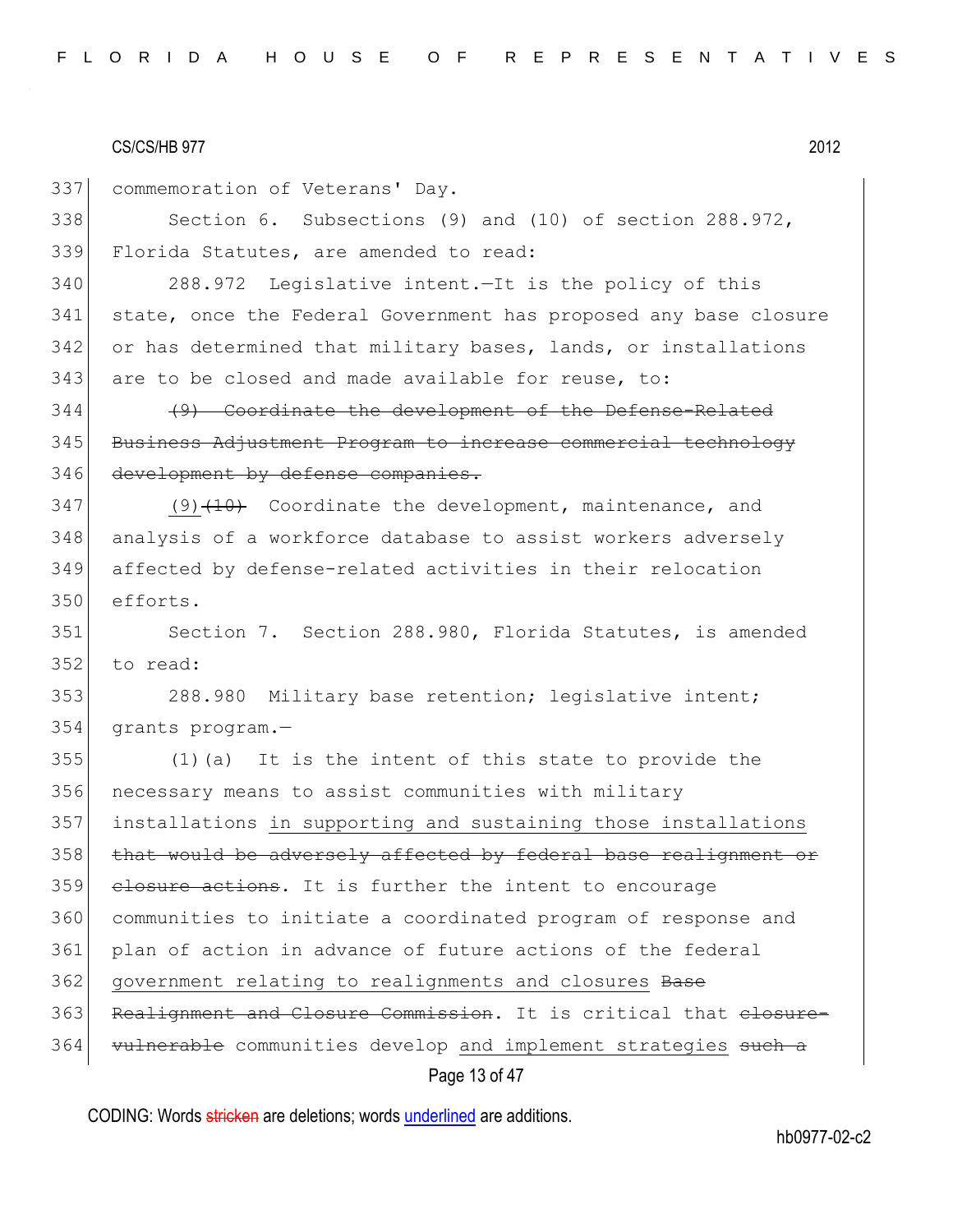commemoration of Veterans' Day.

Section 6. Subsections (9) and (10) of section 288.972, Florida Statutes, are amended to read:

288.972 Legislative intent.—It is the policy of this state, once the Federal Government has proposed any base closure or has determined that military bases, lands, or installations are to be closed and made available for reuse, to:

~~(9) Coordinate the development of the Defense-Related Business Adjustment Program to increase commercial technology development by defense companies.~~

<u>(9)</u>~~(10)~~ Coordinate the development, maintenance, and analysis of a workforce database to assist workers adversely affected by defense-related activities in their relocation efforts.

Section 7. Section 288.980, Florida Statutes, is amended to read:

288.980 Military base retention; legislative intent; grants program.—

(1)(a) It is the intent of this state to provide the necessary means to assist communities with military installations <u>in supporting and sustaining those installations</u> ~~that would be adversely affected by federal base realignment or closure actions~~. It is further the intent to encourage communities to initiate a coordinated program of response and plan of action in advance of future actions of the federal <u>government relating to realignments and closures</u> ~~Base Realignment and Closure Commission~~. It is critical that ~~closure-vulnerable~~ communities develop <u>and implement strategies</u> ~~such a~~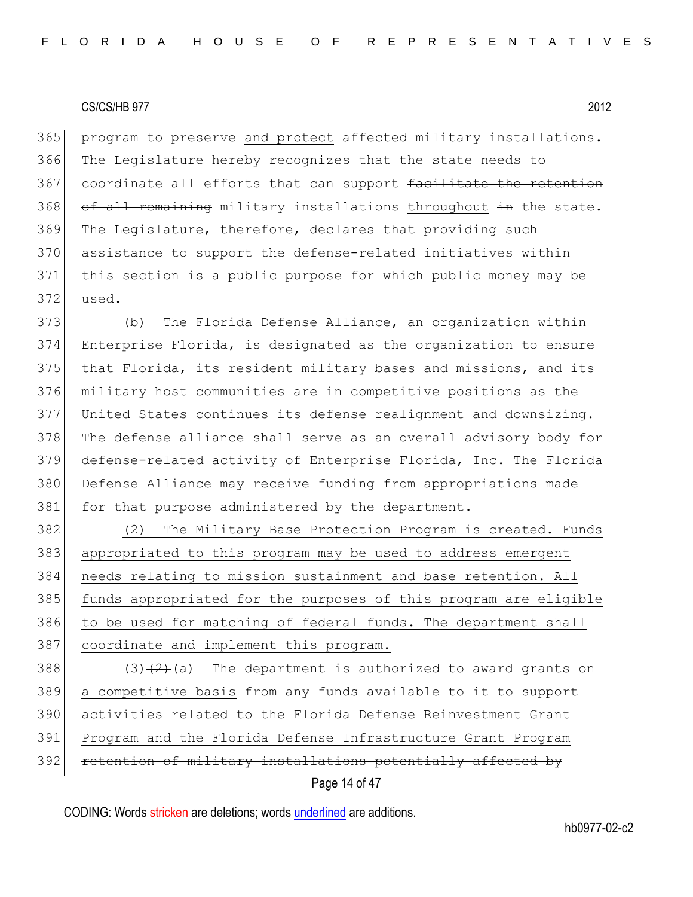~~program~~ to preserve <u>and protect</u> ~~affected~~ military installations. The Legislature hereby recognizes that the state needs to coordinate all efforts that can <u>support</u> ~~facilitate the retention of all remaining~~ military installations <u>throughout</u> ~~in~~ the state. The Legislature, therefore, declares that providing such assistance to support the defense-related initiatives within this section is a public purpose for which public money may be used.

(b) The Florida Defense Alliance, an organization within Enterprise Florida, is designated as the organization to ensure that Florida, its resident military bases and missions, and its military host communities are in competitive positions as the United States continues its defense realignment and downsizing. The defense alliance shall serve as an overall advisory body for defense-related activity of Enterprise Florida, Inc. The Florida Defense Alliance may receive funding from appropriations made for that purpose administered by the department.

<u>(2) The Military Base Protection Program is created. Funds appropriated to this program may be used to address emergent needs relating to mission sustainment and base retention. All funds appropriated for the purposes of this program are eligible to be used for matching of federal funds. The department shall coordinate and implement this program.</u>

<u>(3)</u>~~(2)~~(a) The department is authorized to award grants <u>on a competitive basis</u> from any funds available to it to support activities related to the <u>Florida Defense Reinvestment Grant Program and the Florida Defense Infrastructure Grant Program</u> ~~retention of military installations potentially affected by~~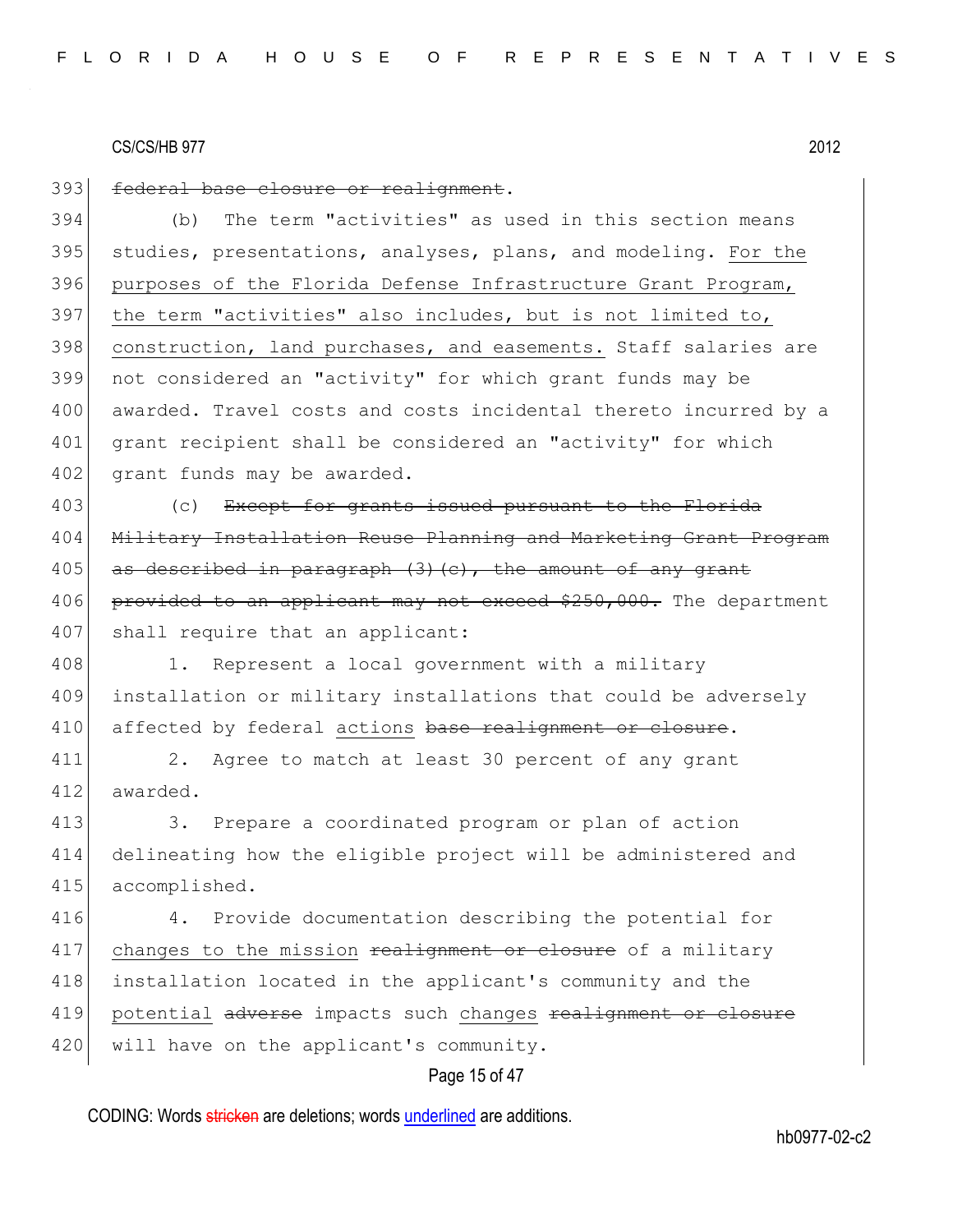393 ~~federal base closure or realignment~~.

394 (b) The term "activities" as used in this section means
395 studies, presentations, analyses, plans, and modeling. <u>For the</u>
396 <u>purposes of the Florida Defense Infrastructure Grant Program,</u>
397 <u>the term "activities" also includes, but is not limited to,</u>
398 <u>construction, land purchases, and easements.</u> Staff salaries are
399 not considered an "activity" for which grant funds may be
400 awarded. Travel costs and costs incidental thereto incurred by a
401 grant recipient shall be considered an "activity" for which
402 grant funds may be awarded.

403 (c) ~~Except for grants issued pursuant to the Florida~~
404 ~~Military Installation Reuse Planning and Marketing Grant Program~~
405 ~~as described in paragraph (3)(c), the amount of any grant~~
406 ~~provided to an applicant may not exceed $250,000.~~ The department
407 shall require that an applicant:

408 1. Represent a local government with a military
409 installation or military installations that could be adversely
410 affected by federal <u>actions</u> ~~base realignment or closure~~.

411 2. Agree to match at least 30 percent of any grant
412 awarded.

413 3. Prepare a coordinated program or plan of action
414 delineating how the eligible project will be administered and
415 accomplished.

416 4. Provide documentation describing the potential for
417 <u>changes to the mission</u> ~~realignment or closure~~ of a military
418 installation located in the applicant's community and the
419 <u>potential</u> ~~adverse~~ impacts such <u>changes</u> ~~realignment or closure~~
420 will have on the applicant's community.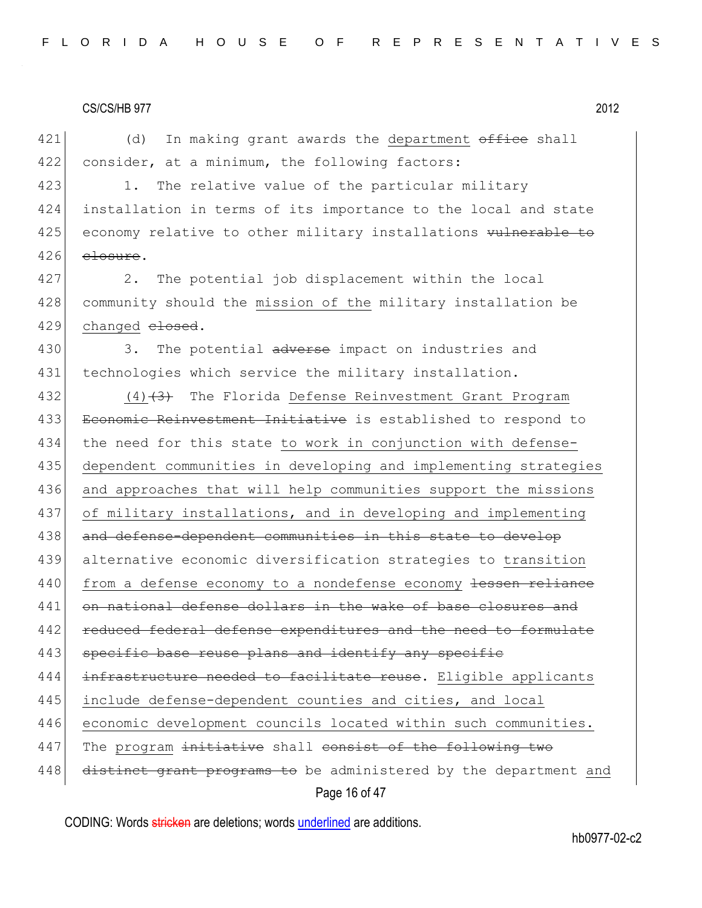421 (d) In making grant awards the department ~~office~~ shall
422 consider, at a minimum, the following factors:

423 1. The relative value of the particular military
424 installation in terms of its importance to the local and state
425 economy relative to other military installations ~~vulnerable to~~
426 ~~closure~~.

427 2. The potential job displacement within the local
428 community should the mission of the military installation be
429 changed ~~closed~~.

430 3. The potential ~~adverse~~ impact on industries and
431 technologies which service the military installation.

432 (4)~~(3)~~ The Florida Defense Reinvestment Grant Program
433 ~~Economic Reinvestment Initiative~~ is established to respond to
434 the need for this state to work in conjunction with defense-
435 dependent communities in developing and implementing strategies
436 and approaches that will help communities support the missions
437 of military installations, and in developing and implementing
438 ~~and defense-dependent communities in this state to develop~~
439 alternative economic diversification strategies to transition
440 from a defense economy to a nondefense economy ~~lessen reliance~~
441 ~~on national defense dollars in the wake of base closures and~~
442 ~~reduced federal defense expenditures and the need to formulate~~
443 ~~specific base reuse plans and identify any specific~~
444 ~~infrastructure needed to facilitate reuse~~. Eligible applicants
445 include defense-dependent counties and cities, and local
446 economic development councils located within such communities.
447 The program ~~initiative~~ shall ~~consist of the following two~~
448 ~~distinct grant programs to~~ be administered by the department and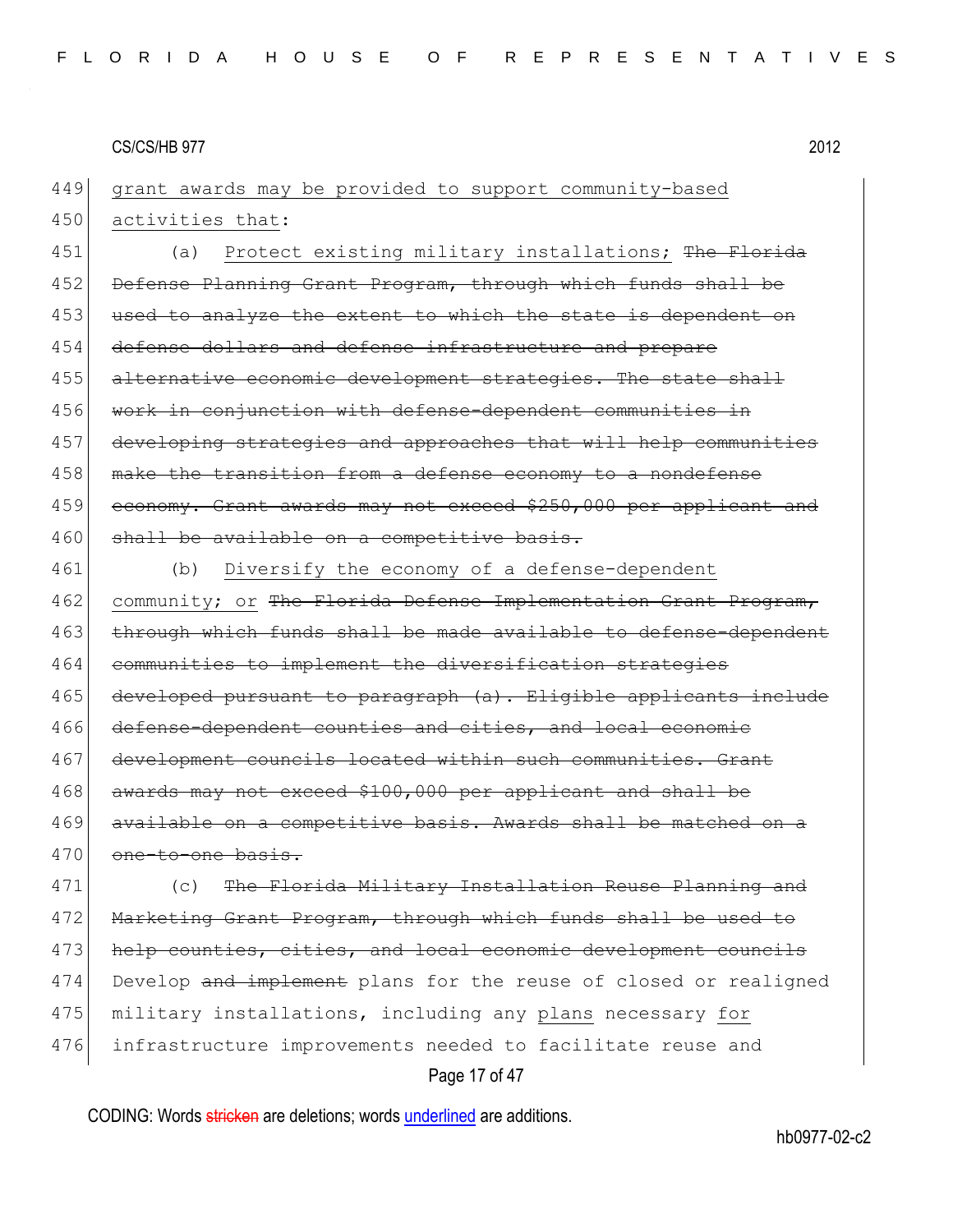<u>grant awards may be provided to support community-based activities that</u>:

(a) <u>Protect existing military installations;</u> ~~The Florida Defense Planning Grant Program, through which funds shall be used to analyze the extent to which the state is dependent on defense dollars and defense infrastructure and prepare alternative economic development strategies. The state shall work in conjunction with defense-dependent communities in developing strategies and approaches that will help communities make the transition from a defense economy to a nondefense economy. Grant awards may not exceed $250,000 per applicant and shall be available on a competitive basis.~~

(b) <u>Diversify the economy of a defense-dependent community; or</u> ~~The Florida Defense Implementation Grant Program, through which funds shall be made available to defense-dependent communities to implement the diversification strategies developed pursuant to paragraph (a). Eligible applicants include defense-dependent counties and cities, and local economic development councils located within such communities. Grant awards may not exceed $100,000 per applicant and shall be available on a competitive basis. Awards shall be matched on a one-to-one basis.~~

(c) ~~The Florida Military Installation Reuse Planning and Marketing Grant Program, through which funds shall be used to help counties, cities, and local economic development councils~~ Develop ~~and implement~~ plans for the reuse of closed or realigned military installations, including any <u>plans</u> necessary <u>for</u> infrastructure improvements needed to facilitate reuse and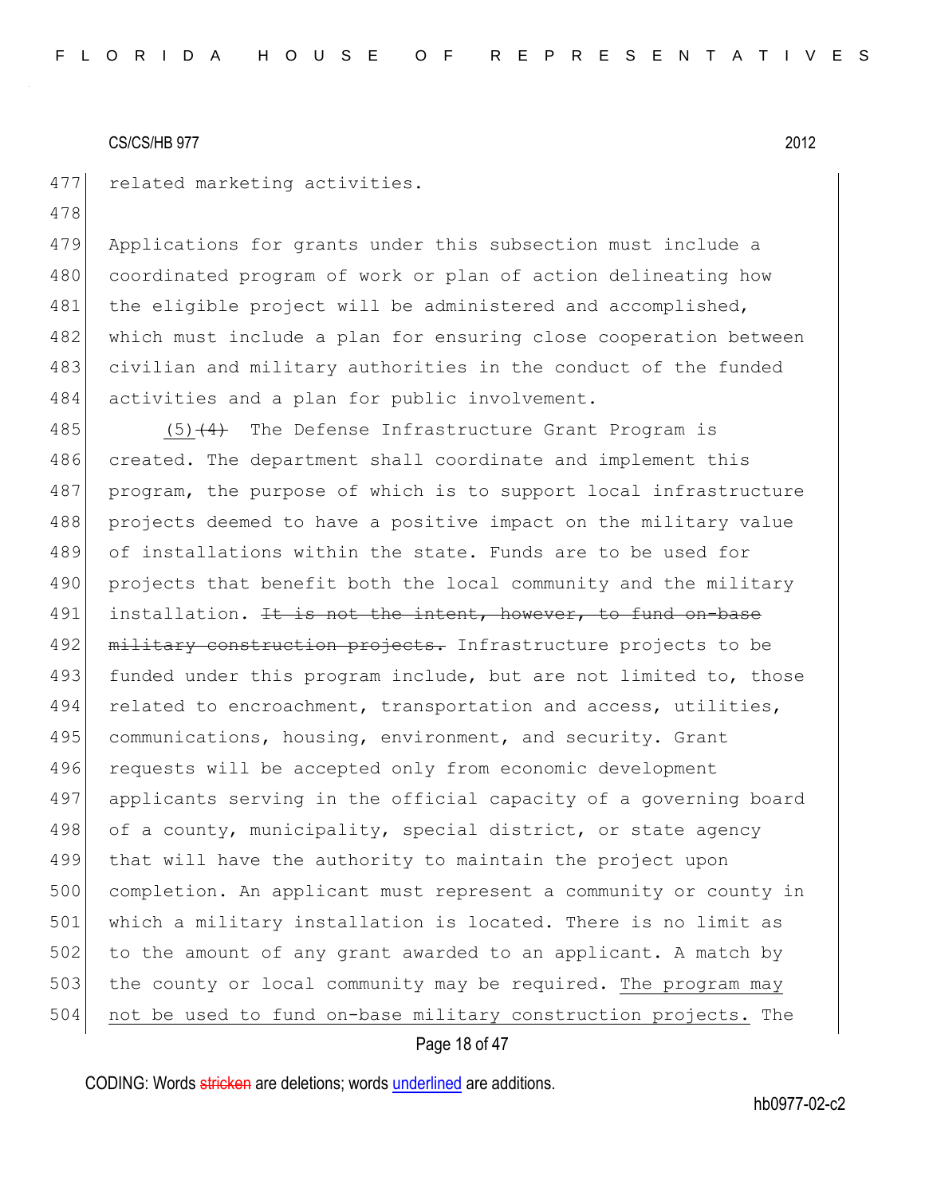related marketing activities.

Applications for grants under this subsection must include a coordinated program of work or plan of action delineating how the eligible project will be administered and accomplished, which must include a plan for ensuring close cooperation between civilian and military authorities in the conduct of the funded activities and a plan for public involvement.

(5) ~~(4)~~ The Defense Infrastructure Grant Program is created. The department shall coordinate and implement this program, the purpose of which is to support local infrastructure projects deemed to have a positive impact on the military value of installations within the state. Funds are to be used for projects that benefit both the local community and the military installation. ~~It is not the intent, however, to fund on-base military construction projects.~~ Infrastructure projects to be funded under this program include, but are not limited to, those related to encroachment, transportation and access, utilities, communications, housing, environment, and security. Grant requests will be accepted only from economic development applicants serving in the official capacity of a governing board of a county, municipality, special district, or state agency that will have the authority to maintain the project upon completion. An applicant must represent a community or county in which a military installation is located. There is no limit as to the amount of any grant awarded to an applicant. A match by the county or local community may be required. The program may not be used to fund on-base military construction projects. The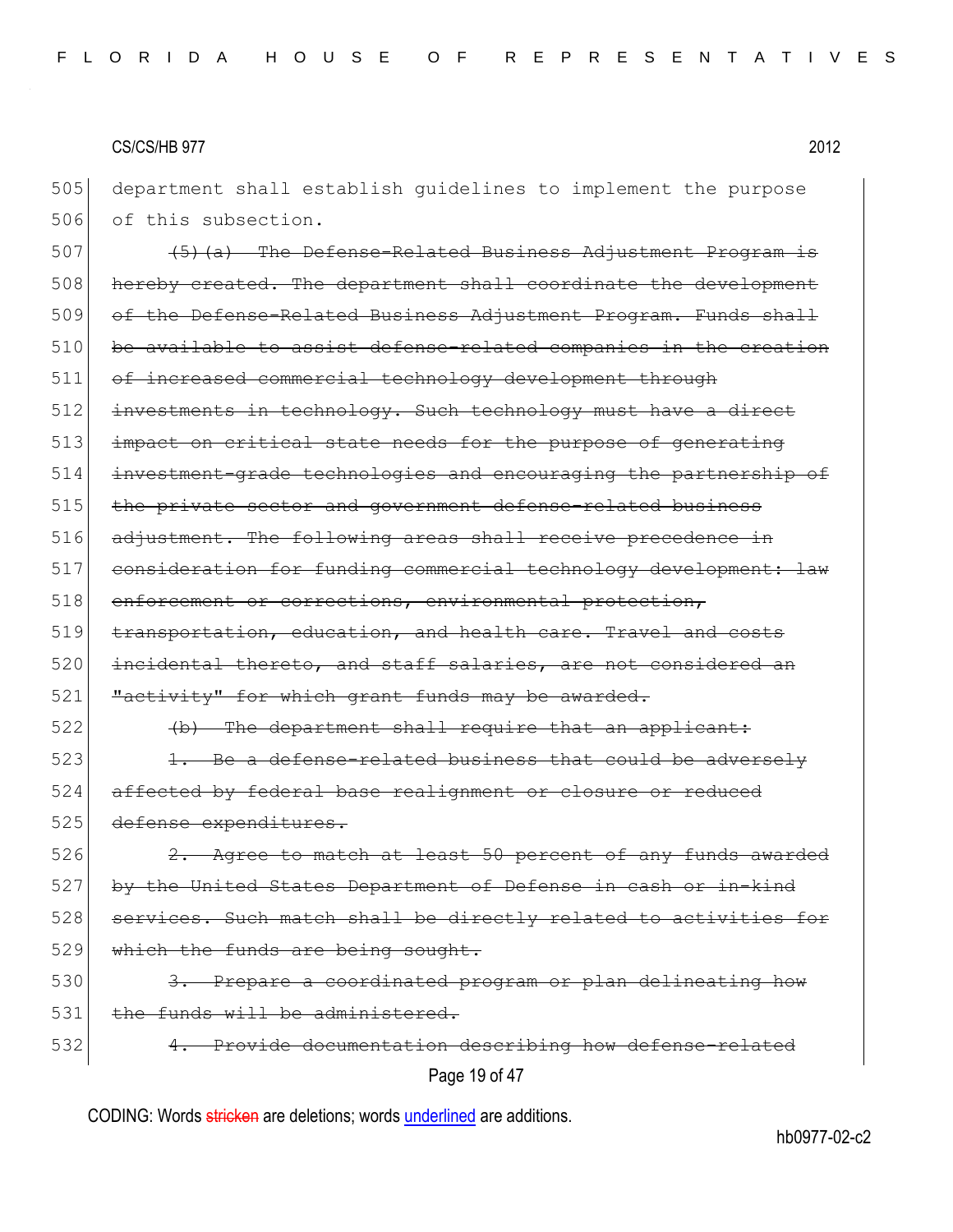department shall establish guidelines to implement the purpose of this subsection.

~~(5)(a) The Defense-Related Business Adjustment Program is hereby created. The department shall coordinate the development of the Defense-Related Business Adjustment Program. Funds shall be available to assist defense-related companies in the creation of increased commercial technology development through investments in technology. Such technology must have a direct impact on critical state needs for the purpose of generating investment-grade technologies and encouraging the partnership of the private sector and government defense-related business adjustment. The following areas shall receive precedence in consideration for funding commercial technology development: law enforcement or corrections, environmental protection, transportation, education, and health care. Travel and costs incidental thereto, and staff salaries, are not considered an "activity" for which grant funds may be awarded.~~

~~(b) The department shall require that an applicant:~~

~~1. Be a defense-related business that could be adversely affected by federal base realignment or closure or reduced defense expenditures.~~

~~2. Agree to match at least 50 percent of any funds awarded by the United States Department of Defense in cash or in-kind services. Such match shall be directly related to activities for which the funds are being sought.~~

~~3. Prepare a coordinated program or plan delineating how the funds will be administered.~~

~~4. Provide documentation describing how defense-related~~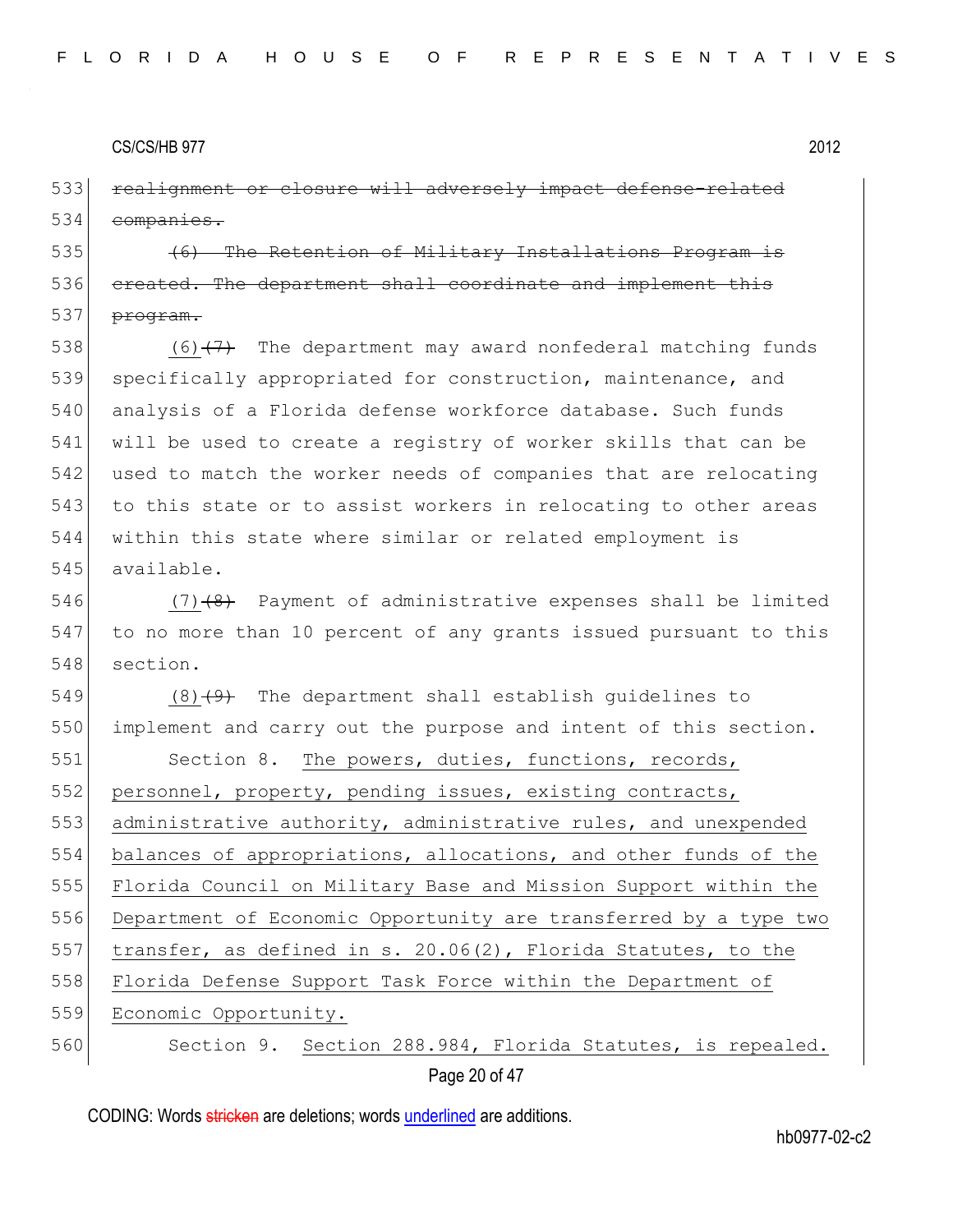~~realignment or closure will adversely impact defense-related companies.~~

~~(6) The Retention of Military Installations Program is created. The department shall coordinate and implement this program.~~

<u>(6)</u>~~(7)~~ The department may award nonfederal matching funds specifically appropriated for construction, maintenance, and analysis of a Florida defense workforce database. Such funds will be used to create a registry of worker skills that can be used to match the worker needs of companies that are relocating to this state or to assist workers in relocating to other areas within this state where similar or related employment is available.

<u>(7)</u>~~(8)~~ Payment of administrative expenses shall be limited to no more than 10 percent of any grants issued pursuant to this section.

<u>(8)</u>~~(9)~~ The department shall establish guidelines to implement and carry out the purpose and intent of this section.

Section 8. <u>The powers, duties, functions, records, personnel, property, pending issues, existing contracts, administrative authority, administrative rules, and unexpended balances of appropriations, allocations, and other funds of the Florida Council on Military Base and Mission Support within the Department of Economic Opportunity are transferred by a type two transfer, as defined in s. 20.06(2), Florida Statutes, to the Florida Defense Support Task Force within the Department of Economic Opportunity.</u>

Section 9. <u>Section 288.984, Florida Statutes, is repealed.</u>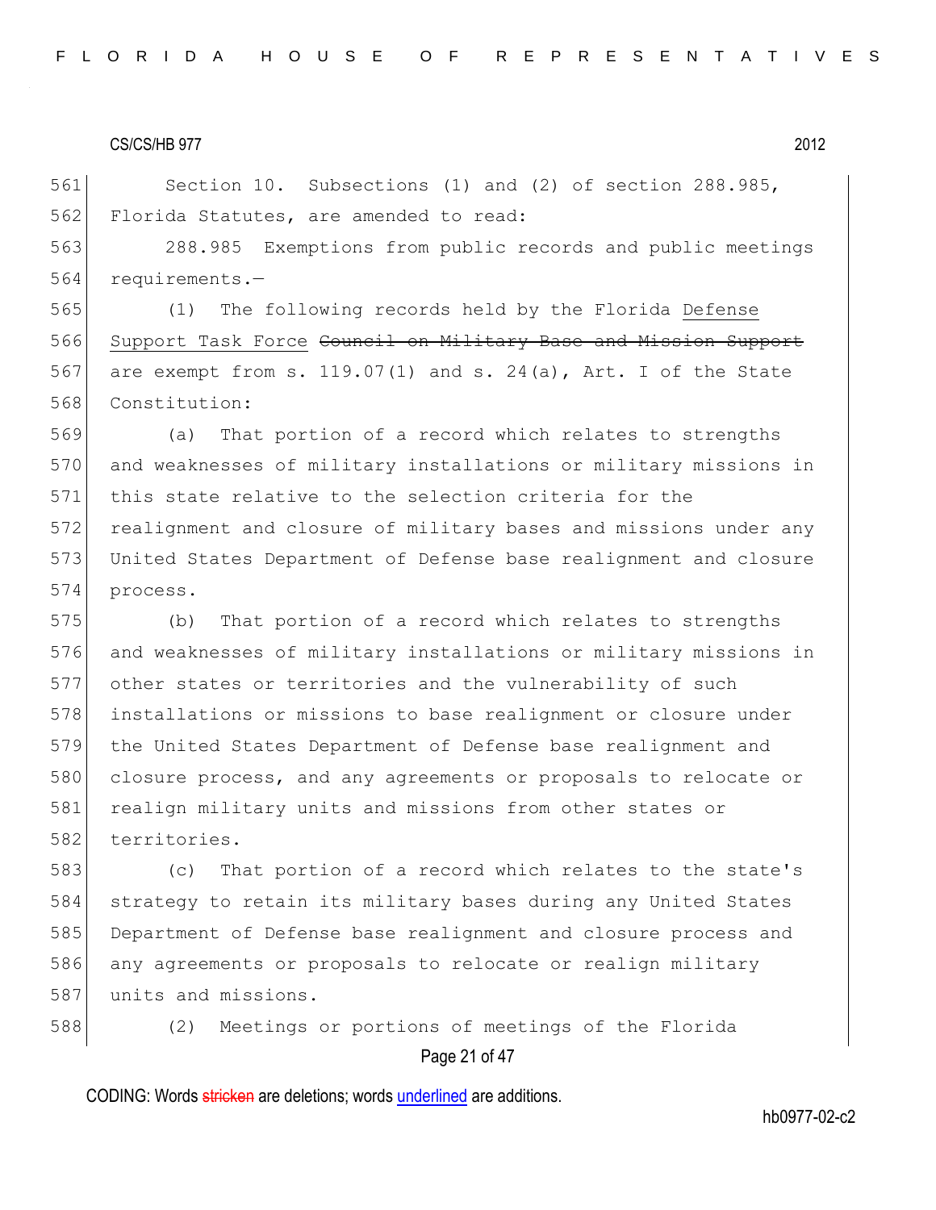Section 10. Subsections (1) and (2) of section 288.985, Florida Statutes, are amended to read:

288.985 Exemptions from public records and public meetings requirements.—

(1) The following records held by the Florida <u>Defense Support Task Force</u> ~~Council on Military Base and Mission Support~~ are exempt from s. 119.07(1) and s. 24(a), Art. I of the State Constitution:

(a) That portion of a record which relates to strengths and weaknesses of military installations or military missions in this state relative to the selection criteria for the realignment and closure of military bases and missions under any United States Department of Defense base realignment and closure process.

(b) That portion of a record which relates to strengths and weaknesses of military installations or military missions in other states or territories and the vulnerability of such installations or missions to base realignment or closure under the United States Department of Defense base realignment and closure process, and any agreements or proposals to relocate or realign military units and missions from other states or territories.

(c) That portion of a record which relates to the state's strategy to retain its military bases during any United States Department of Defense base realignment and closure process and any agreements or proposals to relocate or realign military units and missions.

(2) Meetings or portions of meetings of the Florida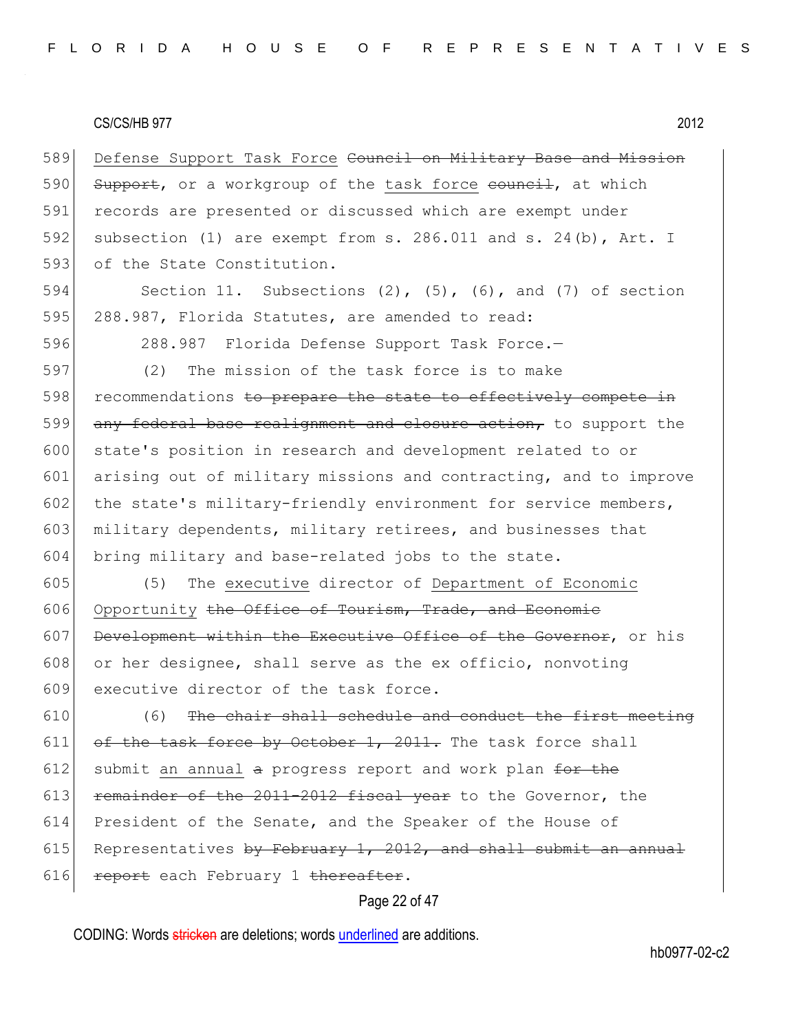Defense Support Task Force ~~Council on Military Base and Mission Support~~, or a workgroup of the task force ~~council~~, at which records are presented or discussed which are exempt under subsection (1) are exempt from s. 286.011 and s. 24(b), Art. I of the State Constitution.

Section 11. Subsections (2), (5), (6), and (7) of section 288.987, Florida Statutes, are amended to read:

288.987 Florida Defense Support Task Force.—

(2) The mission of the task force is to make recommendations ~~to prepare the state to effectively compete in any federal base realignment and closure action,~~ to support the state's position in research and development related to or arising out of military missions and contracting, and to improve the state's military-friendly environment for service members, military dependents, military retirees, and businesses that bring military and base-related jobs to the state.

(5) The executive director of Department of Economic Opportunity ~~the Office of Tourism, Trade, and Economic Development within the Executive Office of the Governor~~, or his or her designee, shall serve as the ex officio, nonvoting executive director of the task force.

(6) ~~The chair shall schedule and conduct the first meeting of the task force by October 1, 2011.~~ The task force shall submit an annual ~~a~~ progress report and work plan ~~for the remainder of the 2011-2012 fiscal year~~ to the Governor, the President of the Senate, and the Speaker of the House of Representatives ~~by February 1, 2012, and shall submit an annual report~~ each February 1 ~~thereafter~~.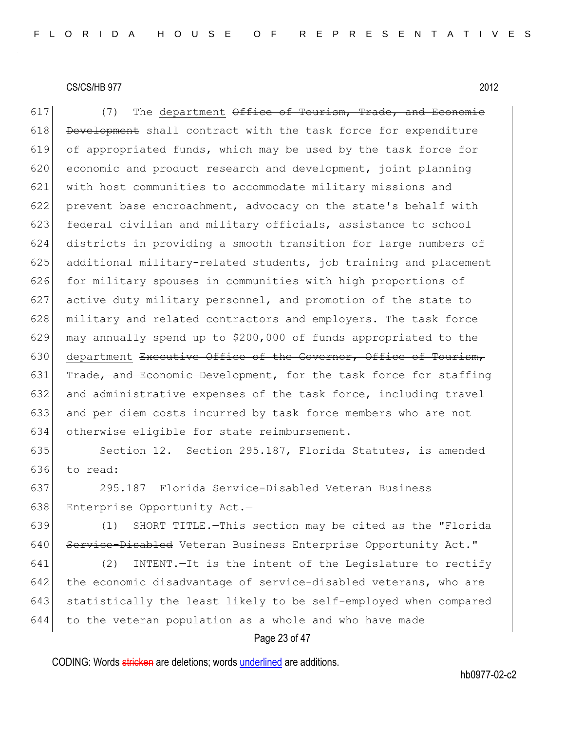617 (7) The <u>department</u> ~~Office of Tourism, Trade, and Economic~~
618 ~~Development~~ shall contract with the task force for expenditure
619 of appropriated funds, which may be used by the task force for
620 economic and product research and development, joint planning
621 with host communities to accommodate military missions and
622 prevent base encroachment, advocacy on the state's behalf with
623 federal civilian and military officials, assistance to school
624 districts in providing a smooth transition for large numbers of
625 additional military-related students, job training and placement
626 for military spouses in communities with high proportions of
627 active duty military personnel, and promotion of the state to
628 military and related contractors and employers. The task force
629 may annually spend up to $200,000 of funds appropriated to the
630 <u>department</u> ~~Executive Office of the Governor, Office of Tourism,~~
631 ~~Trade, and Economic Development~~, for the task force for staffing
632 and administrative expenses of the task force, including travel
633 and per diem costs incurred by task force members who are not
634 otherwise eligible for state reimbursement.

635 Section 12. Section 295.187, Florida Statutes, is amended
636 to read:

637 295.187 Florida ~~Service-Disabled~~ Veteran Business
638 Enterprise Opportunity Act.—

639 (1) SHORT TITLE.—This section may be cited as the "Florida
640 ~~Service-Disabled~~ Veteran Business Enterprise Opportunity Act."

641 (2) INTENT.—It is the intent of the Legislature to rectify
642 the economic disadvantage of service-disabled veterans, who are
643 statistically the least likely to be self-employed when compared
644 to the veteran population as a whole and who have made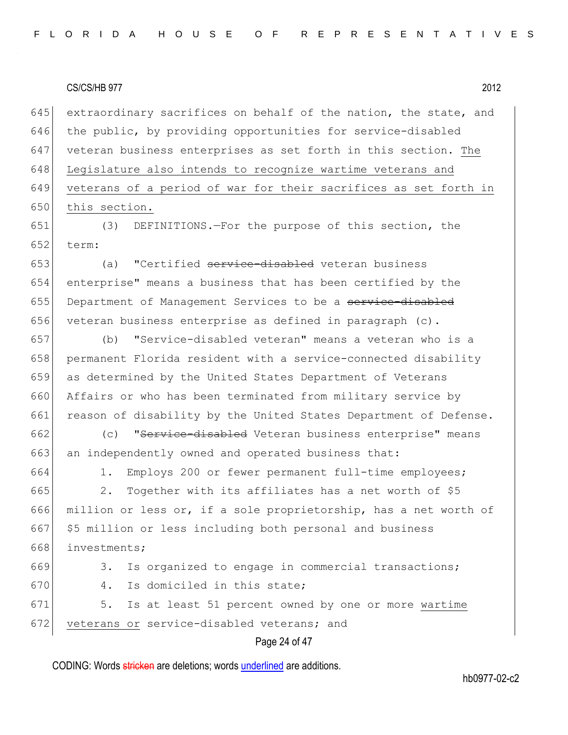extraordinary sacrifices on behalf of the nation, the state, and the public, by providing opportunities for service-disabled veteran business enterprises as set forth in this section. <u>The Legislature also intends to recognize wartime veterans and veterans of a period of war for their sacrifices as set forth in this section.</u>

(3) DEFINITIONS.—For the purpose of this section, the term:

(a) "Certified ~~service-disabled~~ veteran business enterprise" means a business that has been certified by the Department of Management Services to be a ~~service-disabled~~ veteran business enterprise as defined in paragraph (c).

(b) "Service-disabled veteran" means a veteran who is a permanent Florida resident with a service-connected disability as determined by the United States Department of Veterans Affairs or who has been terminated from military service by reason of disability by the United States Department of Defense.

(c) "~~Service-disabled~~ Veteran business enterprise" means an independently owned and operated business that:

1. Employs 200 or fewer permanent full-time employees;

2. Together with its affiliates has a net worth of $5 million or less or, if a sole proprietorship, has a net worth of $5 million or less including both personal and business investments;

3. Is organized to engage in commercial transactions;

4. Is domiciled in this state;

5. Is at least 51 percent owned by one or more <u>wartime veterans or</u> service-disabled veterans; and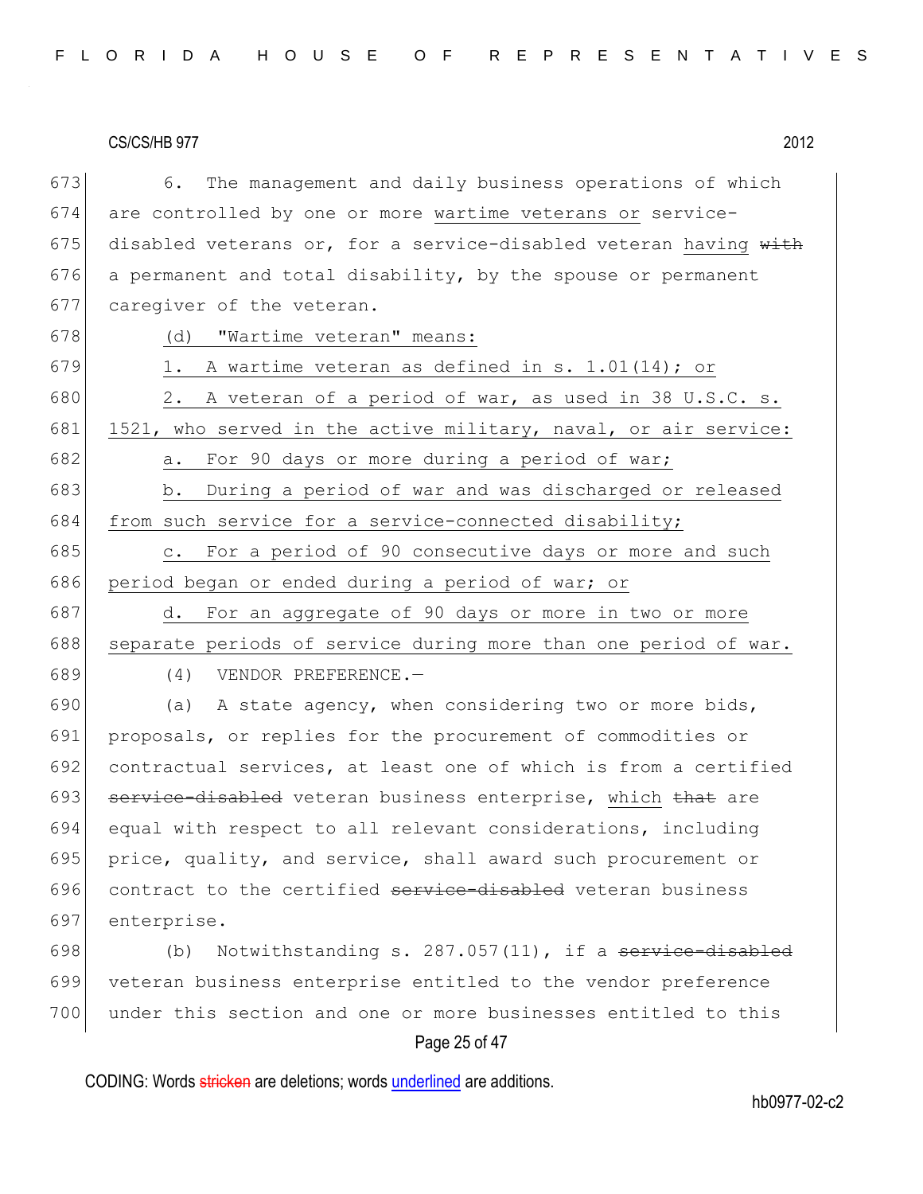6. The management and daily business operations of which are controlled by one or more wartime veterans or service-disabled veterans or, for a service-disabled veteran having ~~with~~ a permanent and total disability, by the spouse or permanent caregiver of the veteran.

(d) "Wartime veteran" means:

1. A wartime veteran as defined in s. 1.01(14); or

2. A veteran of a period of war, as used in 38 U.S.C. s. 1521, who served in the active military, naval, or air service:

a. For 90 days or more during a period of war;

b. During a period of war and was discharged or released from such service for a service-connected disability;

c. For a period of 90 consecutive days or more and such period began or ended during a period of war; or

d. For an aggregate of 90 days or more in two or more separate periods of service during more than one period of war.

(4) VENDOR PREFERENCE.—

(a) A state agency, when considering two or more bids, proposals, or replies for the procurement of commodities or contractual services, at least one of which is from a certified ~~service-disabled~~ veteran business enterprise, which ~~that~~ are equal with respect to all relevant considerations, including price, quality, and service, shall award such procurement or contract to the certified ~~service-disabled~~ veteran business enterprise.

(b) Notwithstanding s. 287.057(11), if a ~~service-disabled~~ veteran business enterprise entitled to the vendor preference under this section and one or more businesses entitled to this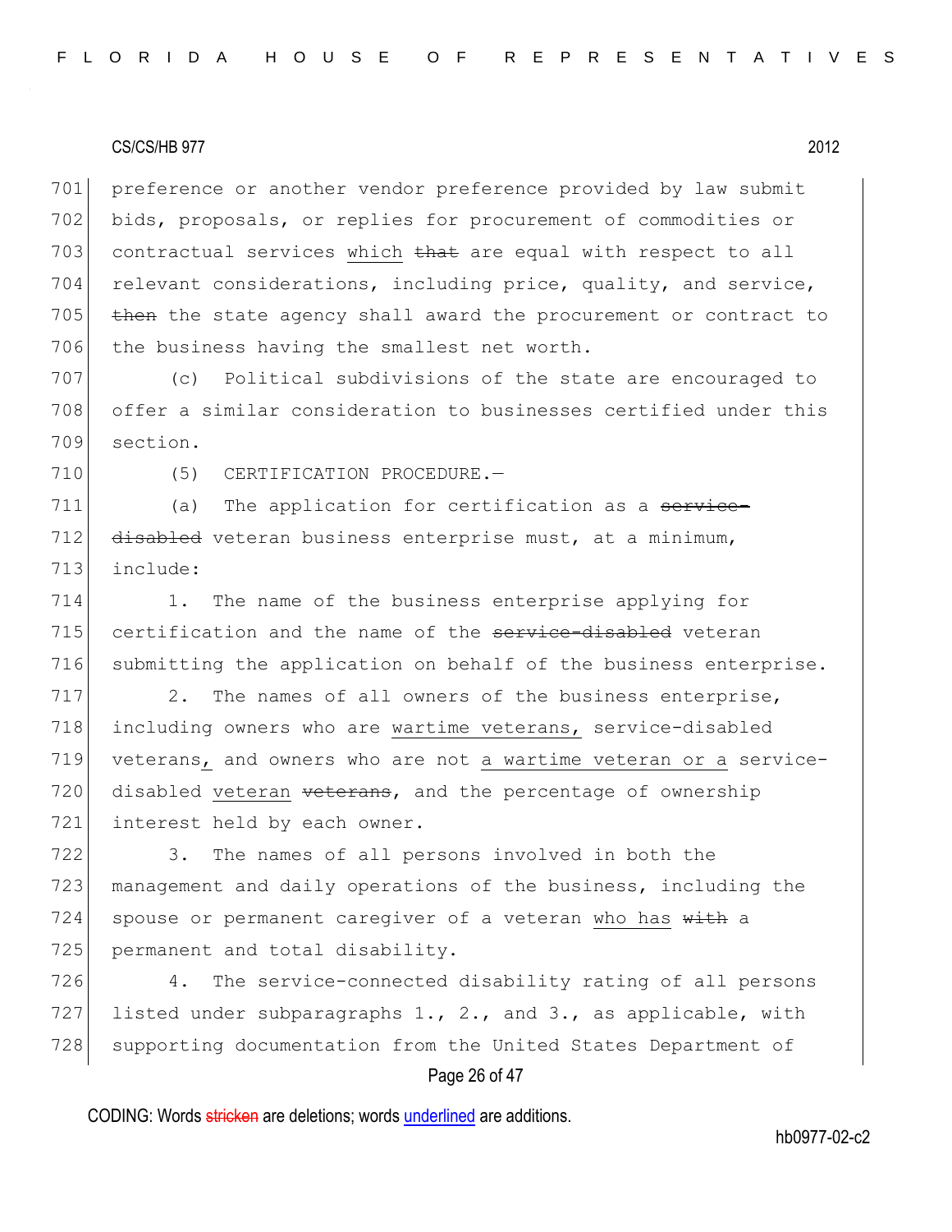701 preference or another vendor preference provided by law submit
702 bids, proposals, or replies for procurement of commodities or
703 contractual services which ~~that~~ are equal with respect to all
704 relevant considerations, including price, quality, and service,
705 ~~then~~ the state agency shall award the procurement or contract to
706 the business having the smallest net worth.

707 (c) Political subdivisions of the state are encouraged to
708 offer a similar consideration to businesses certified under this
709 section.

710 (5) CERTIFICATION PROCEDURE.—

711 (a) The application for certification as a ~~service-~~
712 ~~disabled~~ veteran business enterprise must, at a minimum,
713 include:

714 1. The name of the business enterprise applying for
715 certification and the name of the ~~service-disabled~~ veteran
716 submitting the application on behalf of the business enterprise.

717 2. The names of all owners of the business enterprise,
718 including owners who are <u>wartime veterans,</u> service-disabled
719 veterans<u>,</u> and owners who are not <u>a wartime veteran or a</u> service-
720 disabled <u>veteran</u> ~~veterans~~, and the percentage of ownership
721 interest held by each owner.

722 3. The names of all persons involved in both the
723 management and daily operations of the business, including the
724 spouse or permanent caregiver of a veteran <u>who has</u> ~~with~~ a
725 permanent and total disability.

726 4. The service-connected disability rating of all persons
727 listed under subparagraphs 1., 2., and 3., as applicable, with
728 supporting documentation from the United States Department of

CODING: Words ~~stricken~~ are deletions; words <u>underlined</u> are additions.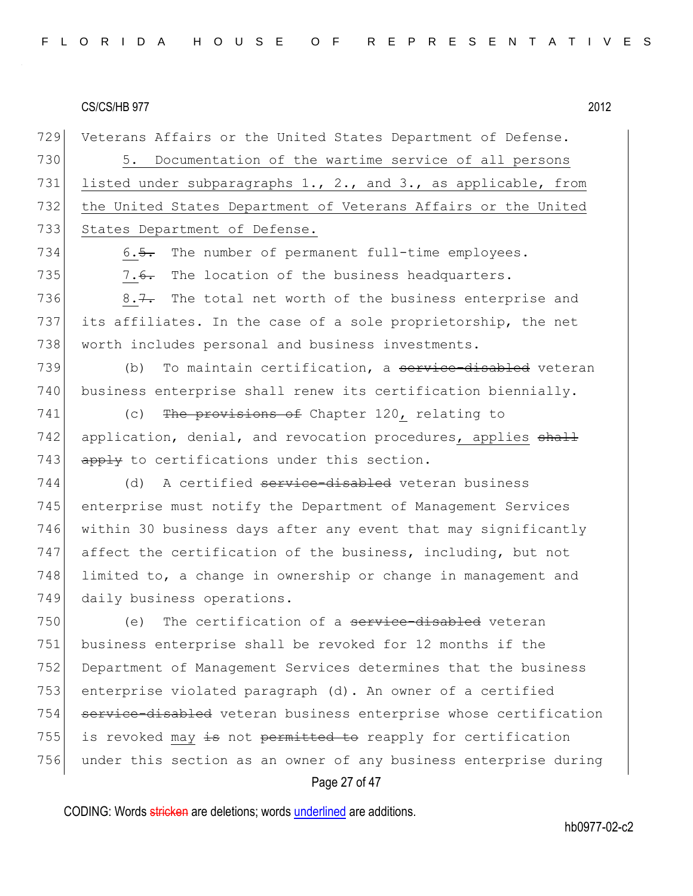Veterans Affairs or the United States Department of Defense.

5. Documentation of the wartime service of all persons listed under subparagraphs 1., 2., and 3., as applicable, from the United States Department of Veterans Affairs or the United States Department of Defense.

6.~~5.~~ The number of permanent full-time employees.

7.~~6.~~ The location of the business headquarters.

8.~~7.~~ The total net worth of the business enterprise and its affiliates. In the case of a sole proprietorship, the net worth includes personal and business investments.

(b) To maintain certification, a ~~service-disabled~~ veteran business enterprise shall renew its certification biennially.

(c) ~~The provisions of~~ Chapter 120, relating to application, denial, and revocation procedures, applies ~~shall apply~~ to certifications under this section.

(d) A certified ~~service-disabled~~ veteran business enterprise must notify the Department of Management Services within 30 business days after any event that may significantly affect the certification of the business, including, but not limited to, a change in ownership or change in management and daily business operations.

(e) The certification of a ~~service-disabled~~ veteran business enterprise shall be revoked for 12 months if the Department of Management Services determines that the business enterprise violated paragraph (d). An owner of a certified ~~service-disabled~~ veteran business enterprise whose certification is revoked may ~~is~~ not ~~permitted to~~ reapply for certification under this section as an owner of any business enterprise during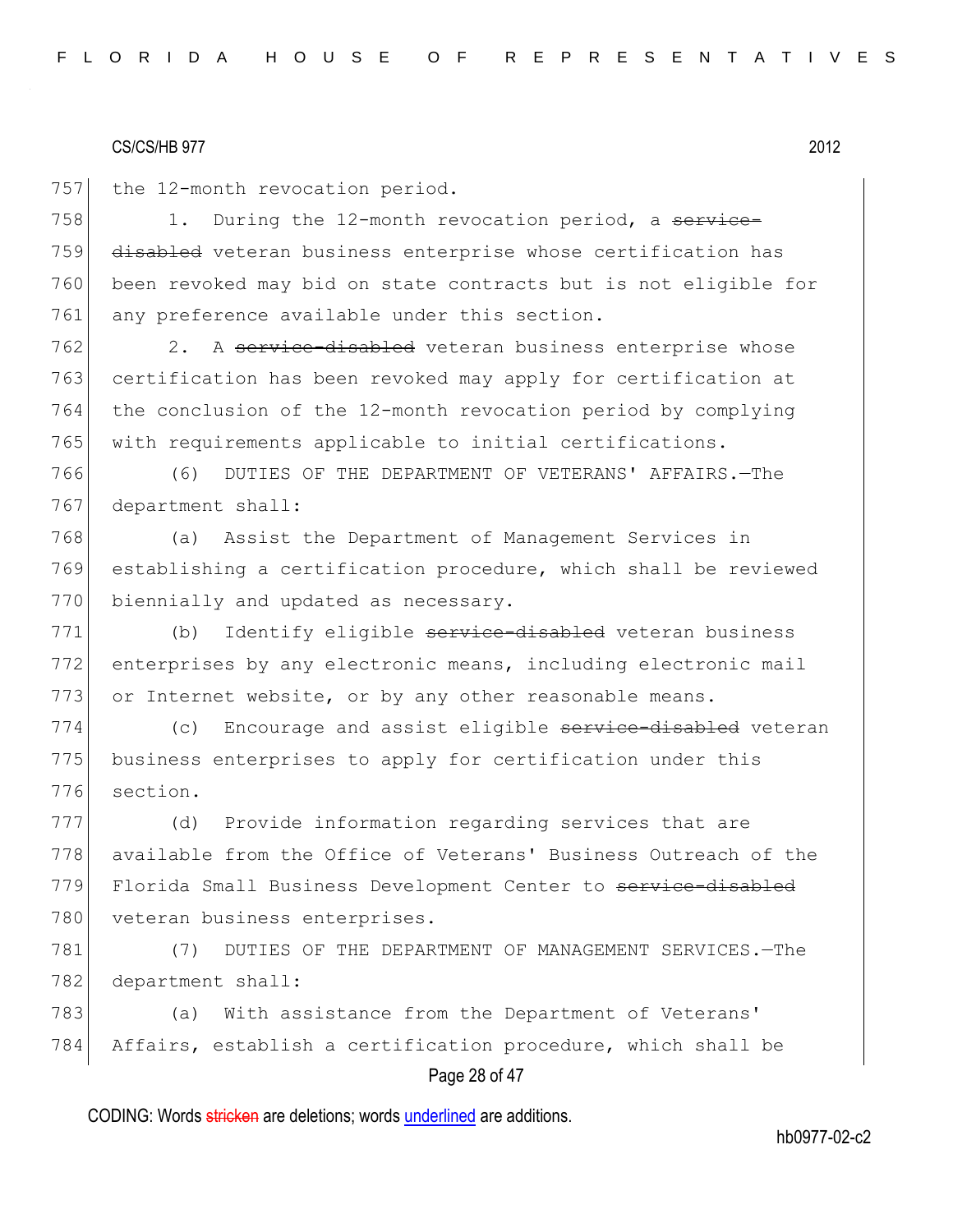757 the 12-month revocation period.

758 1. During the 12-month revocation period, a ~~service-~~
759 ~~disabled~~ veteran business enterprise whose certification has
760 been revoked may bid on state contracts but is not eligible for
761 any preference available under this section.

762 2. A ~~service-disabled~~ veteran business enterprise whose
763 certification has been revoked may apply for certification at
764 the conclusion of the 12-month revocation period by complying
765 with requirements applicable to initial certifications.

766 (6) DUTIES OF THE DEPARTMENT OF VETERANS' AFFAIRS.—The
767 department shall:

768 (a) Assist the Department of Management Services in
769 establishing a certification procedure, which shall be reviewed
770 biennially and updated as necessary.

771 (b) Identify eligible ~~service-disabled~~ veteran business
772 enterprises by any electronic means, including electronic mail
773 or Internet website, or by any other reasonable means.

774 (c) Encourage and assist eligible ~~service-disabled~~ veteran
775 business enterprises to apply for certification under this
776 section.

777 (d) Provide information regarding services that are
778 available from the Office of Veterans' Business Outreach of the
779 Florida Small Business Development Center to ~~service-disabled~~
780 veteran business enterprises.

781 (7) DUTIES OF THE DEPARTMENT OF MANAGEMENT SERVICES.—The
782 department shall:

783 (a) With assistance from the Department of Veterans'
784 Affairs, establish a certification procedure, which shall be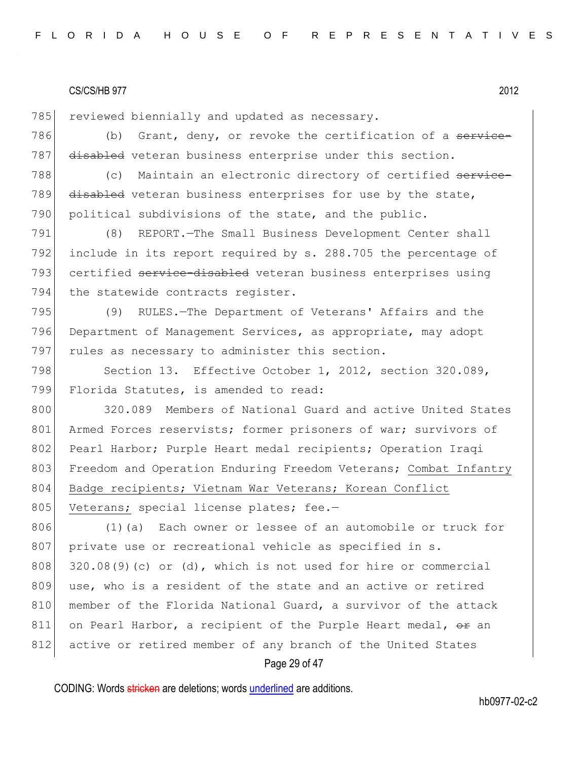785 reviewed biennially and updated as necessary.

786 (b) Grant, deny, or revoke the certification of a ~~service-~~
787 ~~disabled~~ veteran business enterprise under this section.

788 (c) Maintain an electronic directory of certified ~~service-~~
789 ~~disabled~~ veteran business enterprises for use by the state,
790 political subdivisions of the state, and the public.

791 (8) REPORT.—The Small Business Development Center shall
792 include in its report required by s. 288.705 the percentage of
793 certified ~~service-disabled~~ veteran business enterprises using
794 the statewide contracts register.

795 (9) RULES.—The Department of Veterans' Affairs and the
796 Department of Management Services, as appropriate, may adopt
797 rules as necessary to administer this section.

798 Section 13. Effective October 1, 2012, section 320.089,
799 Florida Statutes, is amended to read:

800 320.089 Members of National Guard and active United States
801 Armed Forces reservists; former prisoners of war; survivors of
802 Pearl Harbor; Purple Heart medal recipients; Operation Iraqi
803 Freedom and Operation Enduring Freedom Veterans; <u>Combat Infantry</u>
804 <u>Badge recipients; Vietnam War Veterans; Korean Conflict</u>
805 <u>Veterans;</u> special license plates; fee.—

806 (1)(a) Each owner or lessee of an automobile or truck for
807 private use or recreational vehicle as specified in s.
808 320.08(9)(c) or (d), which is not used for hire or commercial
809 use, who is a resident of the state and an active or retired
810 member of the Florida National Guard, a survivor of the attack
811 on Pearl Harbor, a recipient of the Purple Heart medal, ~~or~~ an
812 active or retired member of any branch of the United States

CODING: Words ~~stricken~~ are deletions; words <u>underlined</u> are additions.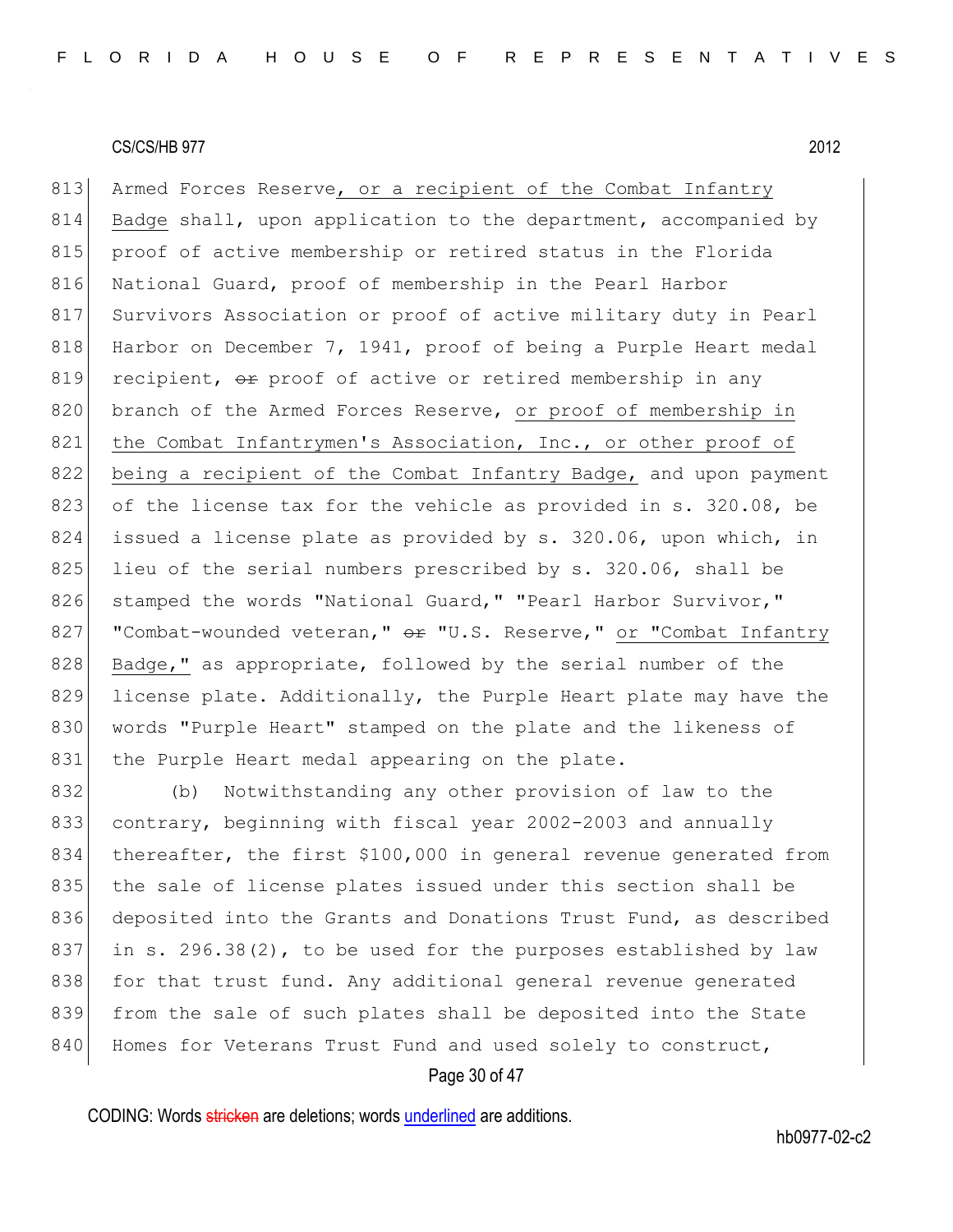813 Armed Forces Reserve, or a recipient of the Combat Infantry
814 Badge shall, upon application to the department, accompanied by
815 proof of active membership or retired status in the Florida
816 National Guard, proof of membership in the Pearl Harbor
817 Survivors Association or proof of active military duty in Pearl
818 Harbor on December 7, 1941, proof of being a Purple Heart medal
819 recipient, ~~or~~ proof of active or retired membership in any
820 branch of the Armed Forces Reserve, or proof of membership in
821 the Combat Infantrymen's Association, Inc., or other proof of
822 being a recipient of the Combat Infantry Badge, and upon payment
823 of the license tax for the vehicle as provided in s. 320.08, be
824 issued a license plate as provided by s. 320.06, upon which, in
825 lieu of the serial numbers prescribed by s. 320.06, shall be
826 stamped the words "National Guard," "Pearl Harbor Survivor,"
827 "Combat-wounded veteran," ~~or~~ "U.S. Reserve," or "Combat Infantry
828 Badge," as appropriate, followed by the serial number of the
829 license plate. Additionally, the Purple Heart plate may have the
830 words "Purple Heart" stamped on the plate and the likeness of
831 the Purple Heart medal appearing on the plate.

832 (b) Notwithstanding any other provision of law to the
833 contrary, beginning with fiscal year 2002-2003 and annually
834 thereafter, the first $100,000 in general revenue generated from
835 the sale of license plates issued under this section shall be
836 deposited into the Grants and Donations Trust Fund, as described
837 in s. 296.38(2), to be used for the purposes established by law
838 for that trust fund. Any additional general revenue generated
839 from the sale of such plates shall be deposited into the State
840 Homes for Veterans Trust Fund and used solely to construct,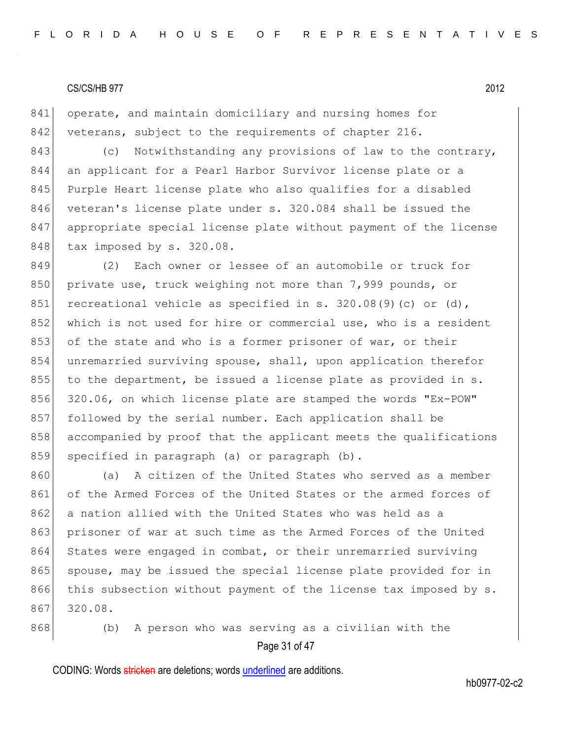operate, and maintain domiciliary and nursing homes for veterans, subject to the requirements of chapter 216.

(c) Notwithstanding any provisions of law to the contrary, an applicant for a Pearl Harbor Survivor license plate or a Purple Heart license plate who also qualifies for a disabled veteran's license plate under s. 320.084 shall be issued the appropriate special license plate without payment of the license tax imposed by s. 320.08.

(2) Each owner or lessee of an automobile or truck for private use, truck weighing not more than 7,999 pounds, or recreational vehicle as specified in s. 320.08(9)(c) or (d), which is not used for hire or commercial use, who is a resident of the state and who is a former prisoner of war, or their unremarried surviving spouse, shall, upon application therefor to the department, be issued a license plate as provided in s. 320.06, on which license plate are stamped the words "Ex-POW" followed by the serial number. Each application shall be accompanied by proof that the applicant meets the qualifications specified in paragraph (a) or paragraph (b).

(a) A citizen of the United States who served as a member of the Armed Forces of the United States or the armed forces of a nation allied with the United States who was held as a prisoner of war at such time as the Armed Forces of the United States were engaged in combat, or their unremarried surviving spouse, may be issued the special license plate provided for in this subsection without payment of the license tax imposed by s. 320.08.

(b) A person who was serving as a civilian with the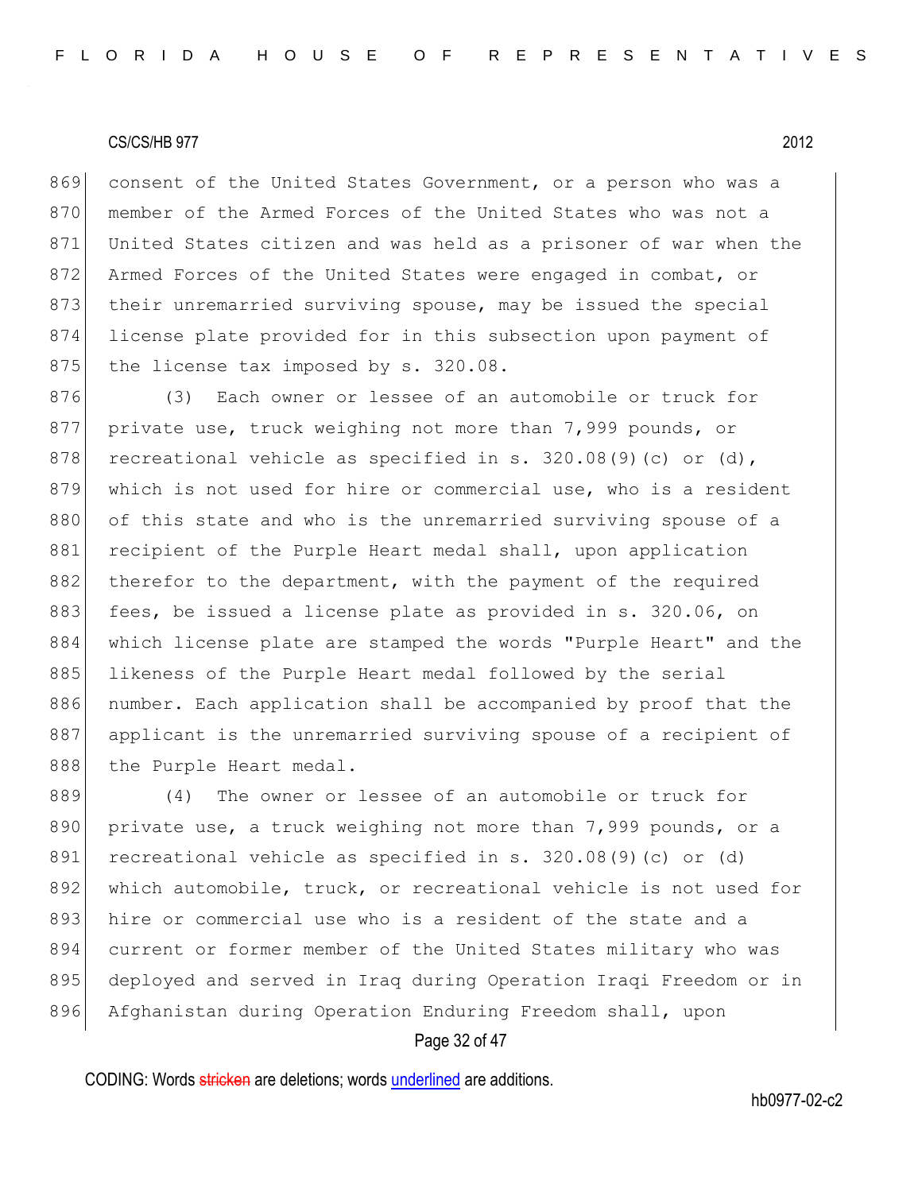consent of the United States Government, or a person who was a member of the Armed Forces of the United States who was not a United States citizen and was held as a prisoner of war when the Armed Forces of the United States were engaged in combat, or their unremarried surviving spouse, may be issued the special license plate provided for in this subsection upon payment of the license tax imposed by s. 320.08.

(3) Each owner or lessee of an automobile or truck for private use, truck weighing not more than 7,999 pounds, or recreational vehicle as specified in s. 320.08(9)(c) or (d), which is not used for hire or commercial use, who is a resident of this state and who is the unremarried surviving spouse of a recipient of the Purple Heart medal shall, upon application therefor to the department, with the payment of the required fees, be issued a license plate as provided in s. 320.06, on which license plate are stamped the words "Purple Heart" and the likeness of the Purple Heart medal followed by the serial number. Each application shall be accompanied by proof that the applicant is the unremarried surviving spouse of a recipient of the Purple Heart medal.

(4) The owner or lessee of an automobile or truck for private use, a truck weighing not more than 7,999 pounds, or a recreational vehicle as specified in s. 320.08(9)(c) or (d) which automobile, truck, or recreational vehicle is not used for hire or commercial use who is a resident of the state and a current or former member of the United States military who was deployed and served in Iraq during Operation Iraqi Freedom or in Afghanistan during Operation Enduring Freedom shall, upon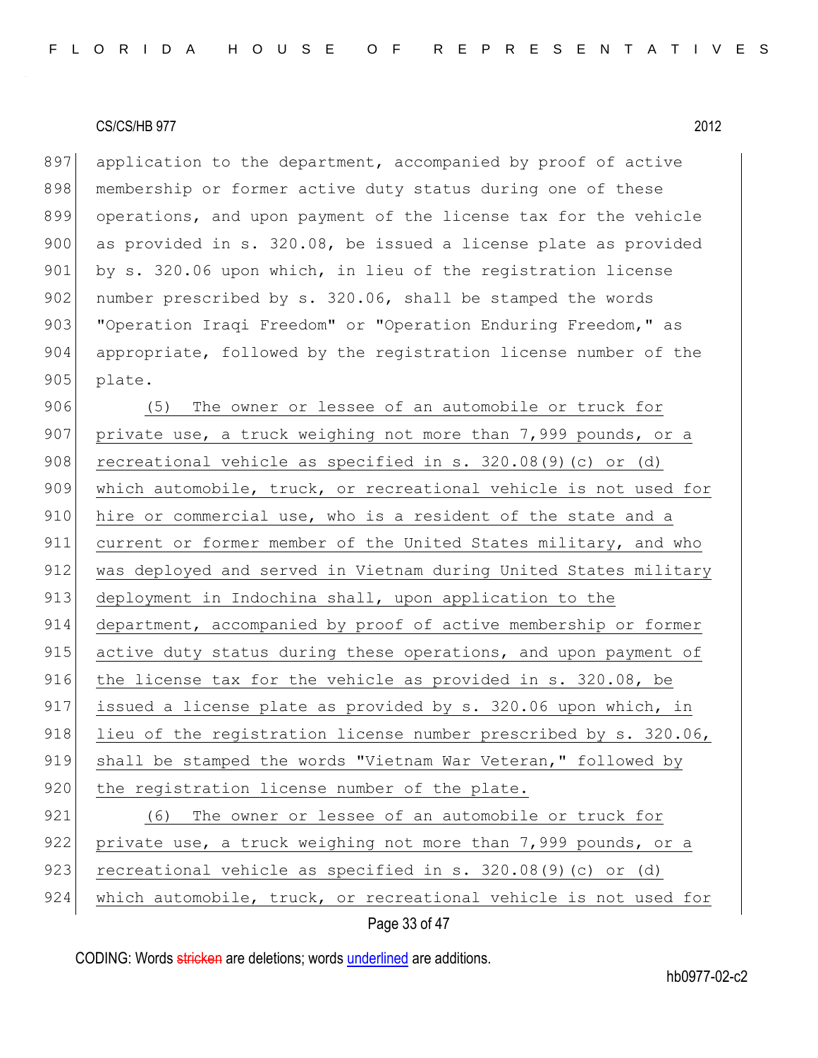application to the department, accompanied by proof of active membership or former active duty status during one of these operations, and upon payment of the license tax for the vehicle as provided in s. 320.08, be issued a license plate as provided by s. 320.06 upon which, in lieu of the registration license number prescribed by s. 320.06, shall be stamped the words "Operation Iraqi Freedom" or "Operation Enduring Freedom," as appropriate, followed by the registration license number of the plate.

<u>(5) The owner or lessee of an automobile or truck for private use, a truck weighing not more than 7,999 pounds, or a recreational vehicle as specified in s. 320.08(9)(c) or (d) which automobile, truck, or recreational vehicle is not used for hire or commercial use, who is a resident of the state and a current or former member of the United States military, and who was deployed and served in Vietnam during United States military deployment in Indochina shall, upon application to the department, accompanied by proof of active membership or former active duty status during these operations, and upon payment of the license tax for the vehicle as provided in s. 320.08, be issued a license plate as provided by s. 320.06 upon which, in lieu of the registration license number prescribed by s. 320.06, shall be stamped the words "Vietnam War Veteran," followed by the registration license number of the plate.</u>

<u>(6) The owner or lessee of an automobile or truck for private use, a truck weighing not more than 7,999 pounds, or a recreational vehicle as specified in s. 320.08(9)(c) or (d) which automobile, truck, or recreational vehicle is not used for</u>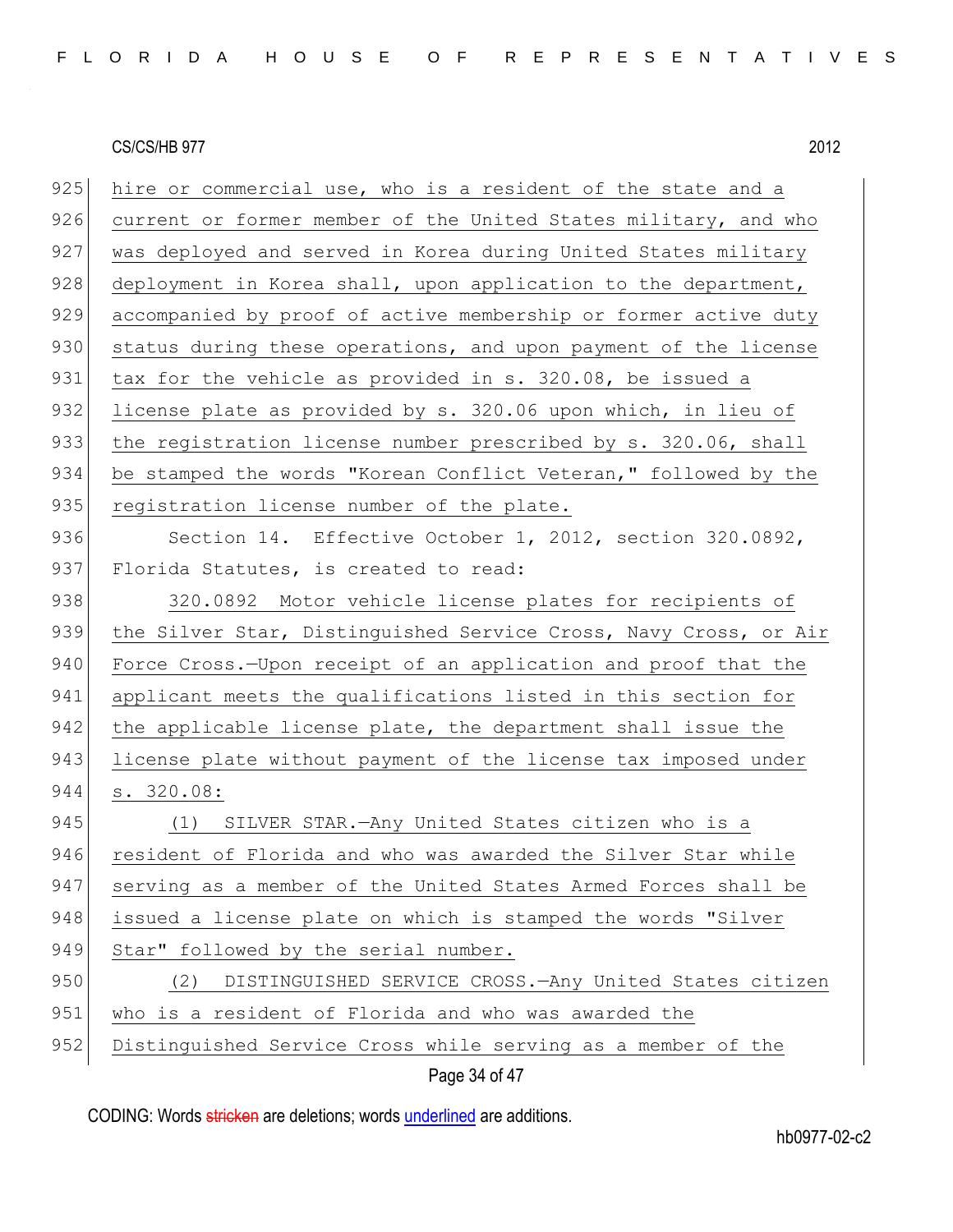hire or commercial use, who is a resident of the state and a current or former member of the United States military, and who was deployed and served in Korea during United States military deployment in Korea shall, upon application to the department, accompanied by proof of active membership or former active duty status during these operations, and upon payment of the license tax for the vehicle as provided in s. 320.08, be issued a license plate as provided by s. 320.06 upon which, in lieu of the registration license number prescribed by s. 320.06, shall be stamped the words "Korean Conflict Veteran," followed by the registration license number of the plate.

Section 14. Effective October 1, 2012, section 320.0892, Florida Statutes, is created to read:

320.0892 Motor vehicle license plates for recipients of the Silver Star, Distinguished Service Cross, Navy Cross, or Air Force Cross.—Upon receipt of an application and proof that the applicant meets the qualifications listed in this section for the applicable license plate, the department shall issue the license plate without payment of the license tax imposed under s. 320.08:

(1) SILVER STAR.—Any United States citizen who is a resident of Florida and who was awarded the Silver Star while serving as a member of the United States Armed Forces shall be issued a license plate on which is stamped the words "Silver Star" followed by the serial number.

(2) DISTINGUISHED SERVICE CROSS.—Any United States citizen who is a resident of Florida and who was awarded the Distinguished Service Cross while serving as a member of the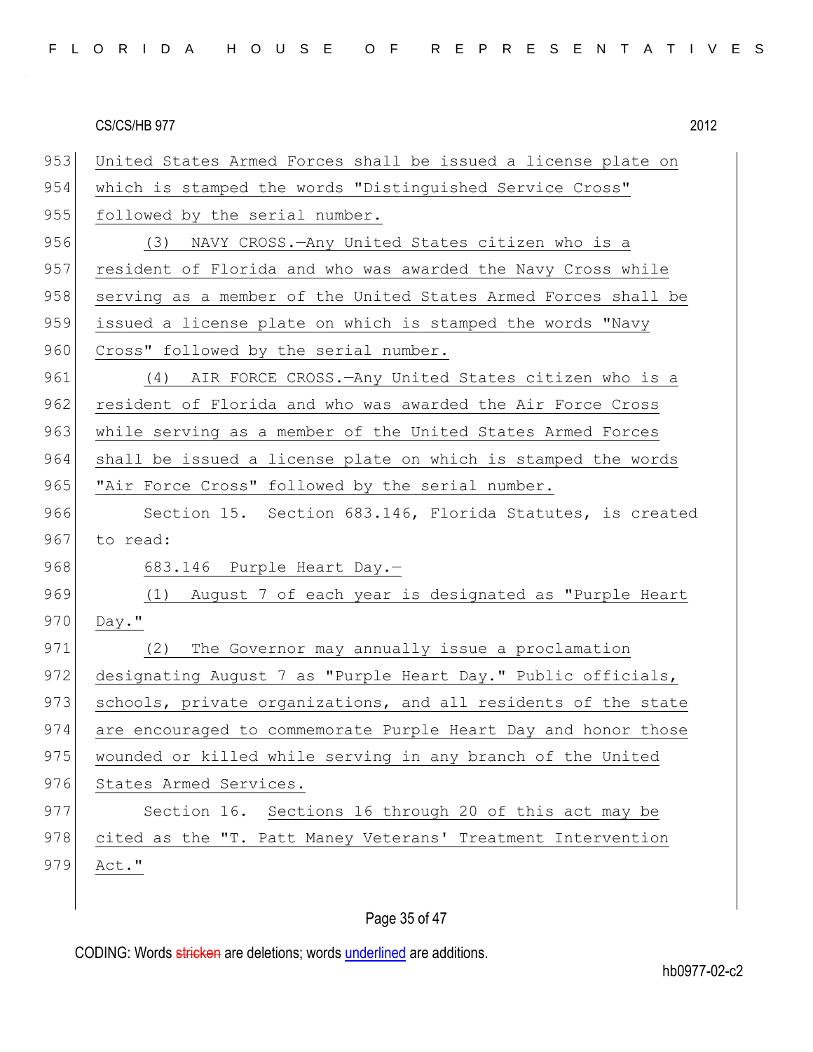United States Armed Forces shall be issued a license plate on which is stamped the words "Distinguished Service Cross" followed by the serial number.

(3) NAVY CROSS.—Any United States citizen who is a resident of Florida and who was awarded the Navy Cross while serving as a member of the United States Armed Forces shall be issued a license plate on which is stamped the words "Navy Cross" followed by the serial number.

(4) AIR FORCE CROSS.—Any United States citizen who is a resident of Florida and who was awarded the Air Force Cross while serving as a member of the United States Armed Forces shall be issued a license plate on which is stamped the words "Air Force Cross" followed by the serial number.

Section 15. Section 683.146, Florida Statutes, is created to read:

683.146 Purple Heart Day.—

(1) August 7 of each year is designated as "Purple Heart Day."

(2) The Governor may annually issue a proclamation designating August 7 as "Purple Heart Day." Public officials, schools, private organizations, and all residents of the state are encouraged to commemorate Purple Heart Day and honor those wounded or killed while serving in any branch of the United States Armed Services.

Section 16. Sections 16 through 20 of this act may be cited as the "T. Patt Maney Veterans' Treatment Intervention Act."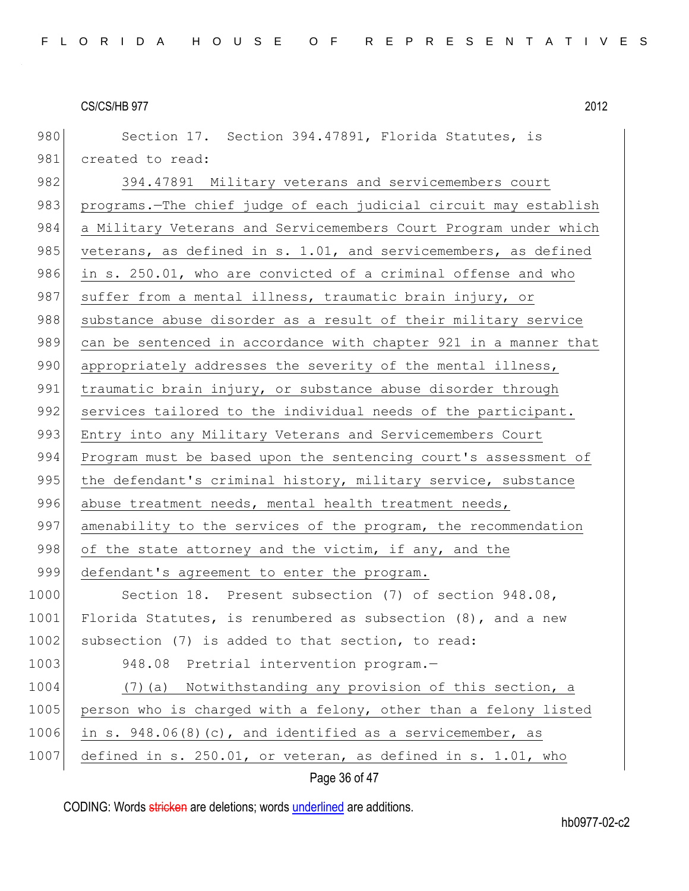980 Section 17. Section 394.47891, Florida Statutes, is
981 created to read:
982 394.47891 Military veterans and servicemembers court
983 programs.—The chief judge of each judicial circuit may establish
984 a Military Veterans and Servicemembers Court Program under which
985 veterans, as defined in s. 1.01, and servicemembers, as defined
986 in s. 250.01, who are convicted of a criminal offense and who
987 suffer from a mental illness, traumatic brain injury, or
988 substance abuse disorder as a result of their military service
989 can be sentenced in accordance with chapter 921 in a manner that
990 appropriately addresses the severity of the mental illness,
991 traumatic brain injury, or substance abuse disorder through
992 services tailored to the individual needs of the participant.
993 Entry into any Military Veterans and Servicemembers Court
994 Program must be based upon the sentencing court's assessment of
995 the defendant's criminal history, military service, substance
996 abuse treatment needs, mental health treatment needs,
997 amenability to the services of the program, the recommendation
998 of the state attorney and the victim, if any, and the
999 defendant's agreement to enter the program.
1000 Section 18. Present subsection (7) of section 948.08,
1001 Florida Statutes, is renumbered as subsection (8), and a new
1002 subsection (7) is added to that section, to read:
1003 948.08 Pretrial intervention program.—
1004 (7)(a) Notwithstanding any provision of this section, a
1005 person who is charged with a felony, other than a felony listed
1006 in s. 948.06(8)(c), and identified as a servicemember, as
1007 defined in s. 250.01, or veteran, as defined in s. 1.01, who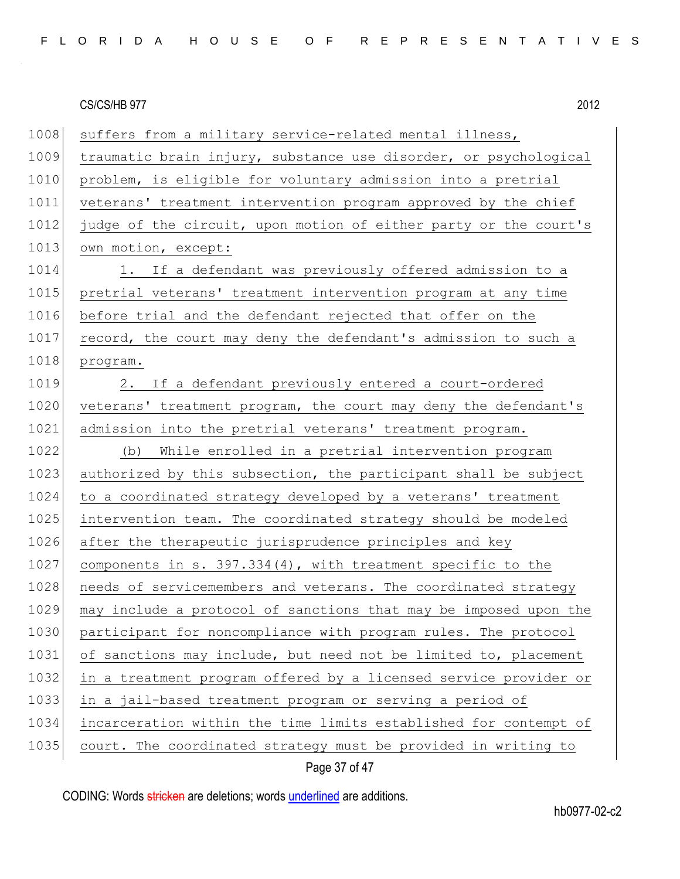suffers from a military service-related mental illness, traumatic brain injury, substance use disorder, or psychological problem, is eligible for voluntary admission into a pretrial veterans' treatment intervention program approved by the chief judge of the circuit, upon motion of either party or the court's own motion, except:

1. If a defendant was previously offered admission to a pretrial veterans' treatment intervention program at any time before trial and the defendant rejected that offer on the record, the court may deny the defendant's admission to such a program.

2. If a defendant previously entered a court-ordered veterans' treatment program, the court may deny the defendant's admission into the pretrial veterans' treatment program.

(b) While enrolled in a pretrial intervention program authorized by this subsection, the participant shall be subject to a coordinated strategy developed by a veterans' treatment intervention team. The coordinated strategy should be modeled after the therapeutic jurisprudence principles and key components in s. 397.334(4), with treatment specific to the needs of servicemembers and veterans. The coordinated strategy may include a protocol of sanctions that may be imposed upon the participant for noncompliance with program rules. The protocol of sanctions may include, but need not be limited to, placement in a treatment program offered by a licensed service provider or in a jail-based treatment program or serving a period of incarceration within the time limits established for contempt of court. The coordinated strategy must be provided in writing to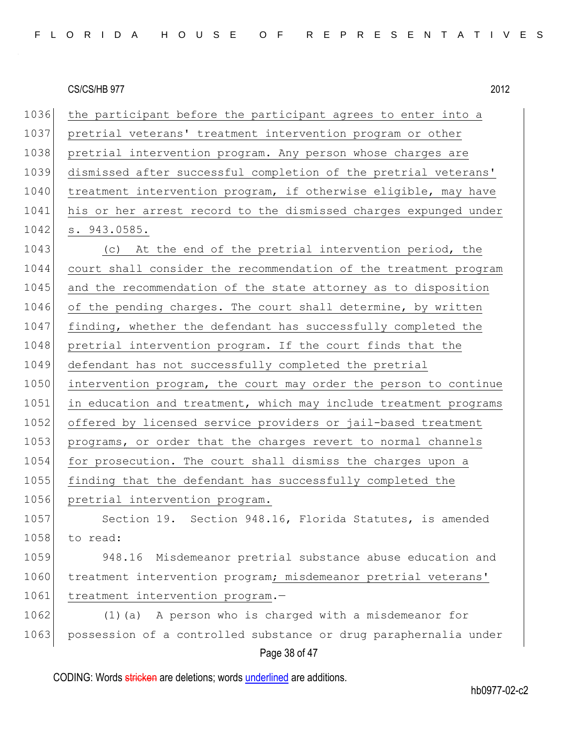the participant before the participant agrees to enter into a pretrial veterans' treatment intervention program or other pretrial intervention program. Any person whose charges are dismissed after successful completion of the pretrial veterans' treatment intervention program, if otherwise eligible, may have his or her arrest record to the dismissed charges expunged under s. 943.0585.

(c) At the end of the pretrial intervention period, the court shall consider the recommendation of the treatment program and the recommendation of the state attorney as to disposition of the pending charges. The court shall determine, by written finding, whether the defendant has successfully completed the pretrial intervention program. If the court finds that the defendant has not successfully completed the pretrial intervention program, the court may order the person to continue in education and treatment, which may include treatment programs offered by licensed service providers or jail-based treatment programs, or order that the charges revert to normal channels for prosecution. The court shall dismiss the charges upon a finding that the defendant has successfully completed the pretrial intervention program.

Section 19. Section 948.16, Florida Statutes, is amended to read:

948.16 Misdemeanor pretrial substance abuse education and treatment intervention program; misdemeanor pretrial veterans' treatment intervention program.—

(1)(a) A person who is charged with a misdemeanor for possession of a controlled substance or drug paraphernalia under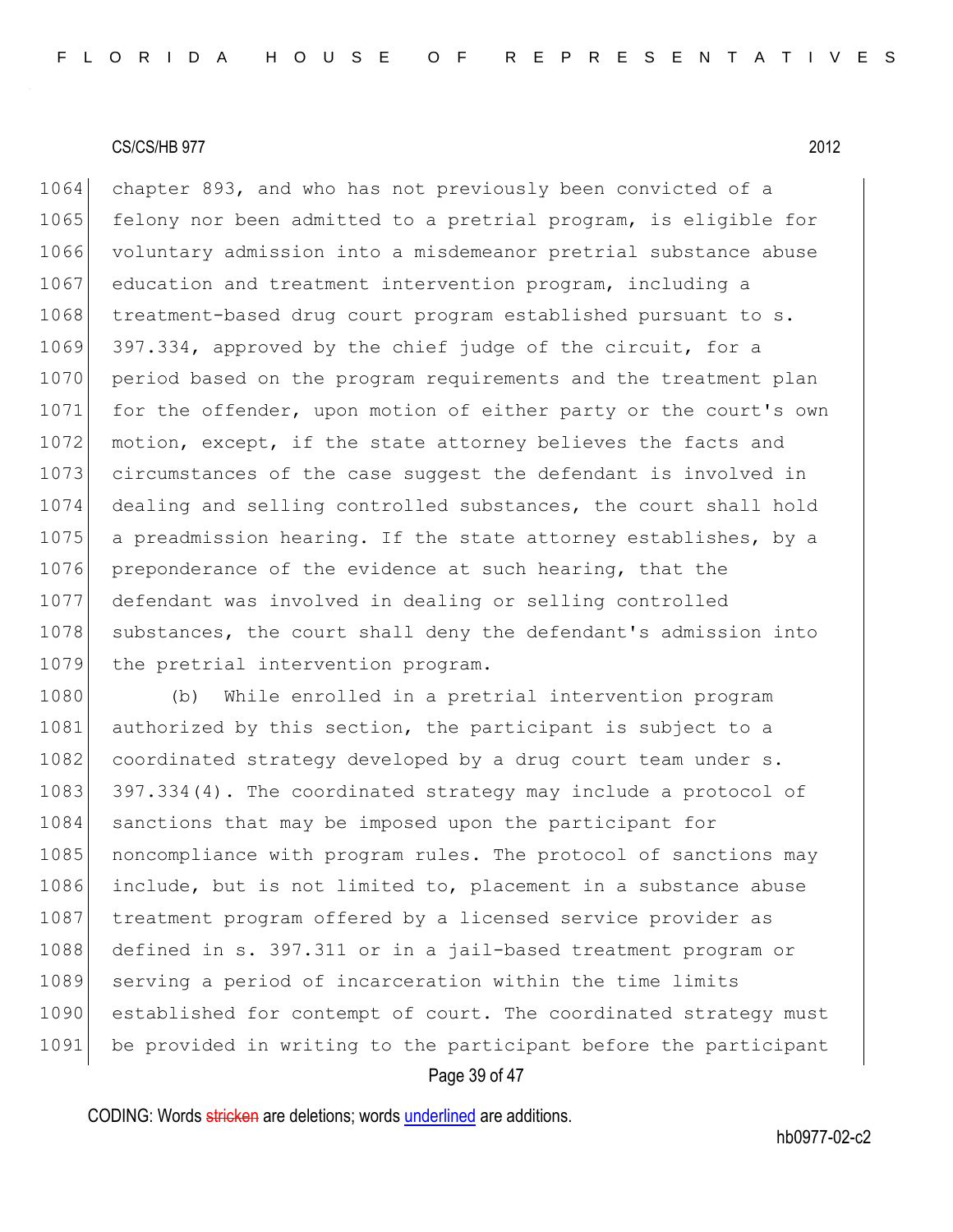chapter 893, and who has not previously been convicted of a felony nor been admitted to a pretrial program, is eligible for voluntary admission into a misdemeanor pretrial substance abuse education and treatment intervention program, including a treatment-based drug court program established pursuant to s. 397.334, approved by the chief judge of the circuit, for a period based on the program requirements and the treatment plan for the offender, upon motion of either party or the court's own motion, except, if the state attorney believes the facts and circumstances of the case suggest the defendant is involved in dealing and selling controlled substances, the court shall hold a preadmission hearing. If the state attorney establishes, by a preponderance of the evidence at such hearing, that the defendant was involved in dealing or selling controlled substances, the court shall deny the defendant's admission into the pretrial intervention program.

(b) While enrolled in a pretrial intervention program authorized by this section, the participant is subject to a coordinated strategy developed by a drug court team under s. 397.334(4). The coordinated strategy may include a protocol of sanctions that may be imposed upon the participant for noncompliance with program rules. The protocol of sanctions may include, but is not limited to, placement in a substance abuse treatment program offered by a licensed service provider as defined in s. 397.311 or in a jail-based treatment program or serving a period of incarceration within the time limits established for contempt of court. The coordinated strategy must be provided in writing to the participant before the participant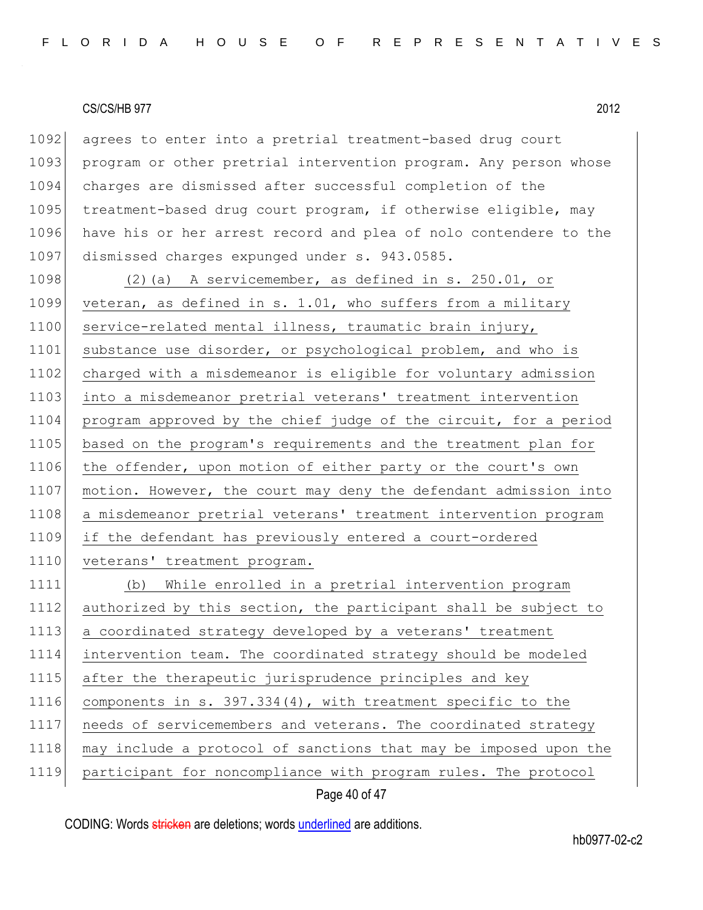agrees to enter into a pretrial treatment-based drug court program or other pretrial intervention program. Any person whose charges are dismissed after successful completion of the treatment-based drug court program, if otherwise eligible, may have his or her arrest record and plea of nolo contendere to the dismissed charges expunged under s. 943.0585.

(2)(a) A servicemember, as defined in s. 250.01, or veteran, as defined in s. 1.01, who suffers from a military service-related mental illness, traumatic brain injury, substance use disorder, or psychological problem, and who is charged with a misdemeanor is eligible for voluntary admission into a misdemeanor pretrial veterans' treatment intervention program approved by the chief judge of the circuit, for a period based on the program's requirements and the treatment plan for the offender, upon motion of either party or the court's own motion. However, the court may deny the defendant admission into a misdemeanor pretrial veterans' treatment intervention program if the defendant has previously entered a court-ordered veterans' treatment program.

(b) While enrolled in a pretrial intervention program authorized by this section, the participant shall be subject to a coordinated strategy developed by a veterans' treatment intervention team. The coordinated strategy should be modeled after the therapeutic jurisprudence principles and key components in s. 397.334(4), with treatment specific to the needs of servicemembers and veterans. The coordinated strategy may include a protocol of sanctions that may be imposed upon the participant for noncompliance with program rules. The protocol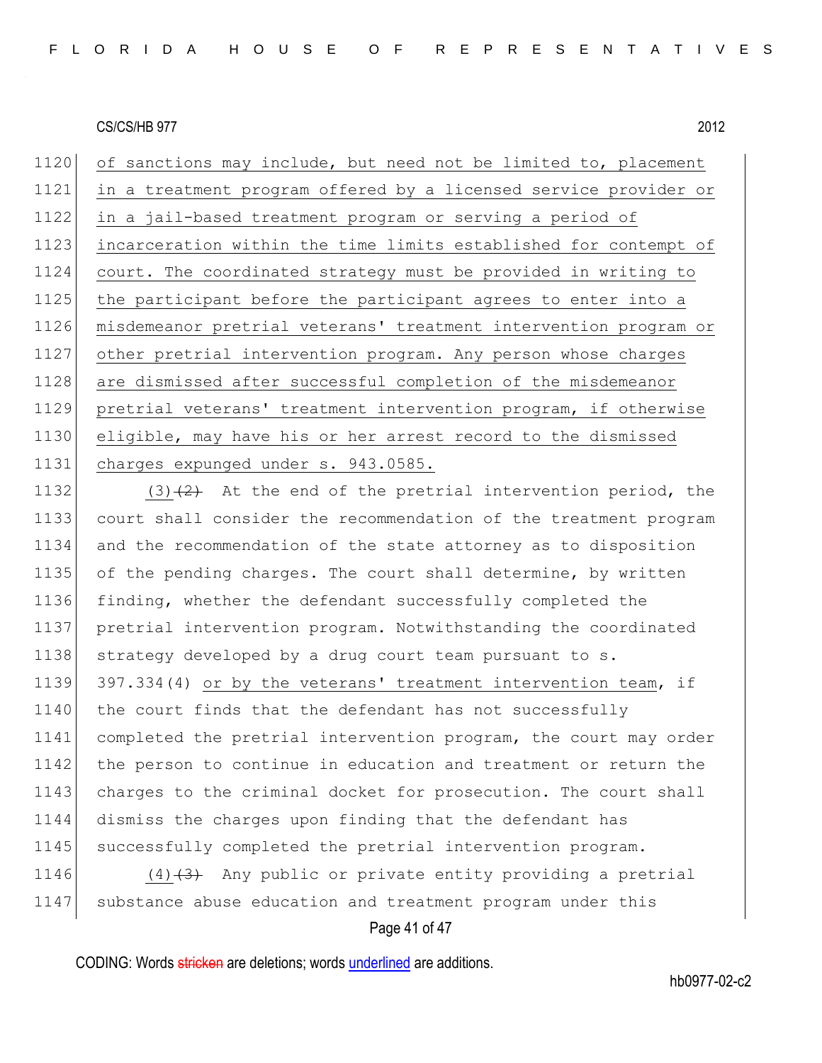of sanctions may include, but need not be limited to, placement in a treatment program offered by a licensed service provider or in a jail-based treatment program or serving a period of incarceration within the time limits established for contempt of court. The coordinated strategy must be provided in writing to the participant before the participant agrees to enter into a misdemeanor pretrial veterans' treatment intervention program or other pretrial intervention program. Any person whose charges are dismissed after successful completion of the misdemeanor pretrial veterans' treatment intervention program, if otherwise eligible, may have his or her arrest record to the dismissed charges expunged under s. 943.0585.

(3)~~(2)~~ At the end of the pretrial intervention period, the court shall consider the recommendation of the treatment program and the recommendation of the state attorney as to disposition of the pending charges. The court shall determine, by written finding, whether the defendant successfully completed the pretrial intervention program. Notwithstanding the coordinated strategy developed by a drug court team pursuant to s. 397.334(4) or by the veterans' treatment intervention team, if the court finds that the defendant has not successfully completed the pretrial intervention program, the court may order the person to continue in education and treatment or return the charges to the criminal docket for prosecution. The court shall dismiss the charges upon finding that the defendant has successfully completed the pretrial intervention program.

(4)~~(3)~~ Any public or private entity providing a pretrial substance abuse education and treatment program under this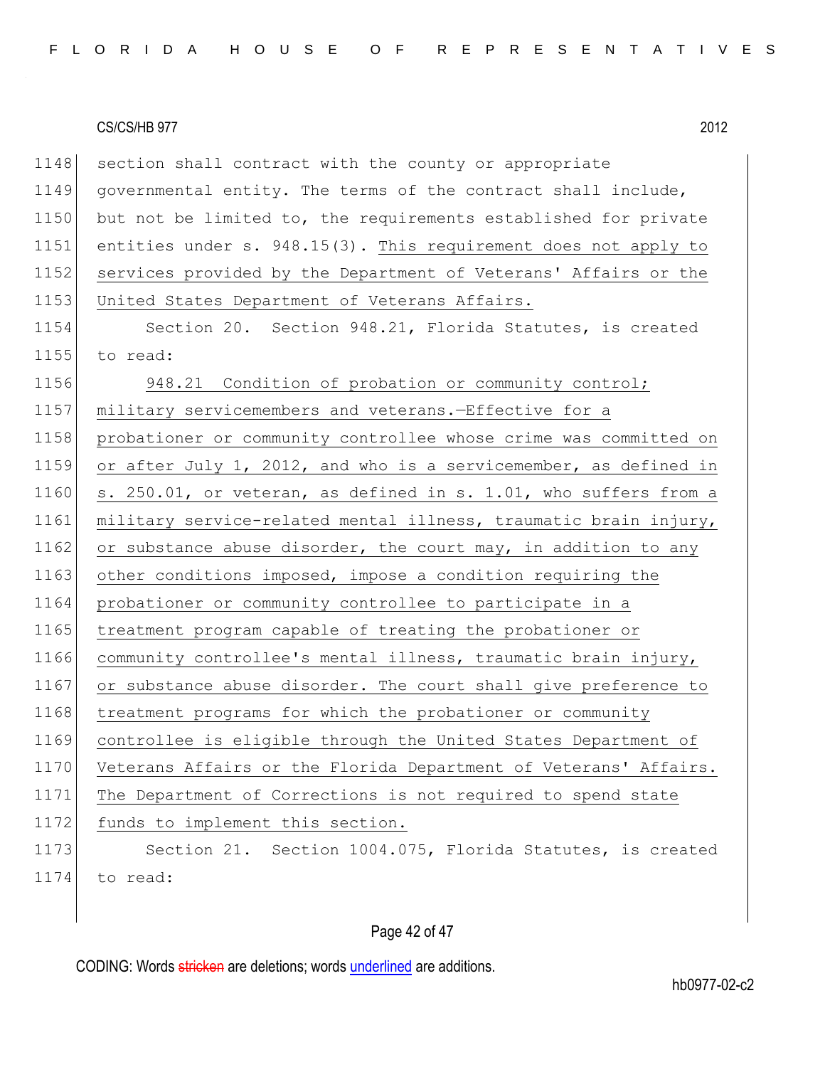section shall contract with the county or appropriate governmental entity. The terms of the contract shall include, but not be limited to, the requirements established for private entities under s. 948.15(3). <u>This requirement does not apply to services provided by the Department of Veterans' Affairs or the United States Department of Veterans Affairs.</u>

Section 20. Section 948.21, Florida Statutes, is created to read:

<u>948.21 Condition of probation or community control; military servicemembers and veterans.—Effective for a probationer or community controllee whose crime was committed on or after July 1, 2012, and who is a servicemember, as defined in s. 250.01, or veteran, as defined in s. 1.01, who suffers from a military service-related mental illness, traumatic brain injury, or substance abuse disorder, the court may, in addition to any other conditions imposed, impose a condition requiring the probationer or community controllee to participate in a treatment program capable of treating the probationer or community controllee's mental illness, traumatic brain injury, or substance abuse disorder. The court shall give preference to treatment programs for which the probationer or community controllee is eligible through the United States Department of Veterans Affairs or the Florida Department of Veterans' Affairs. The Department of Corrections is not required to spend state funds to implement this section.</u>

Section 21. Section 1004.075, Florida Statutes, is created to read: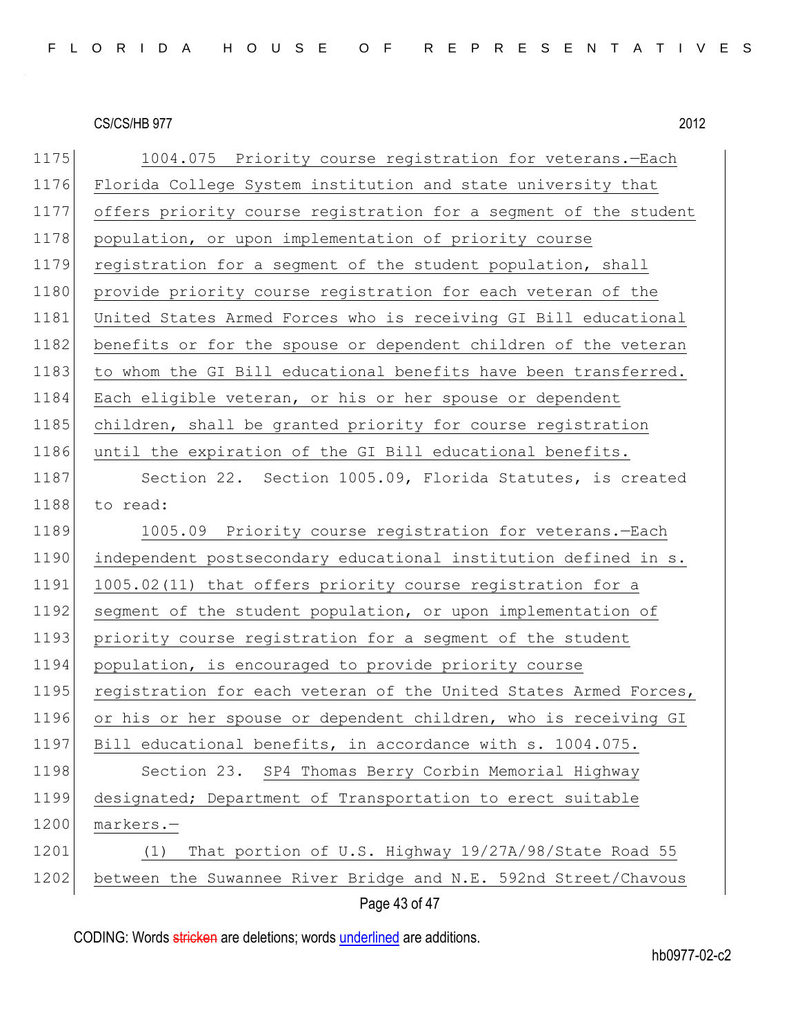1004.075 Priority course registration for veterans.—Each Florida College System institution and state university that offers priority course registration for a segment of the student population, or upon implementation of priority course registration for a segment of the student population, shall provide priority course registration for each veteran of the United States Armed Forces who is receiving GI Bill educational benefits or for the spouse or dependent children of the veteran to whom the GI Bill educational benefits have been transferred. Each eligible veteran, or his or her spouse or dependent children, shall be granted priority for course registration until the expiration of the GI Bill educational benefits.

Section 22. Section 1005.09, Florida Statutes, is created to read:

1005.09 Priority course registration for veterans.—Each independent postsecondary educational institution defined in s. 1005.02(11) that offers priority course registration for a segment of the student population, or upon implementation of priority course registration for a segment of the student population, is encouraged to provide priority course registration for each veteran of the United States Armed Forces, or his or her spouse or dependent children, who is receiving GI Bill educational benefits, in accordance with s. 1004.075.

Section 23. SP4 Thomas Berry Corbin Memorial Highway designated; Department of Transportation to erect suitable markers.—

(1) That portion of U.S. Highway 19/27A/98/State Road 55 between the Suwannee River Bridge and N.E. 592nd Street/Chavous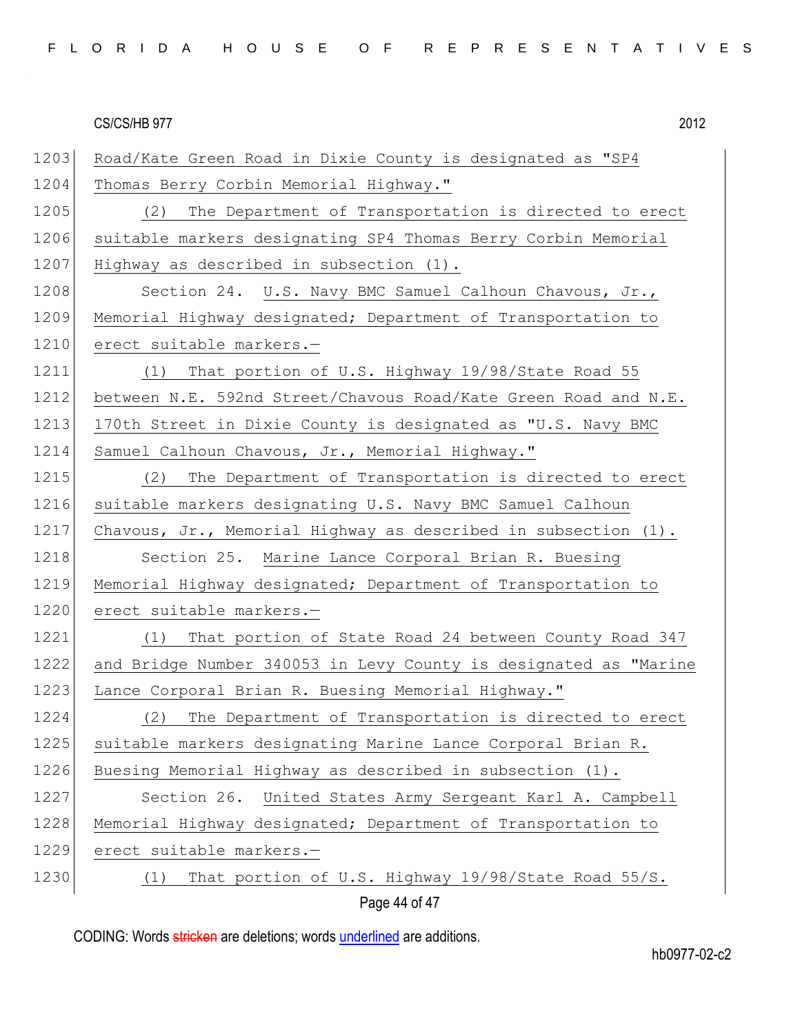Road/Kate Green Road in Dixie County is designated as "SP4 Thomas Berry Corbin Memorial Highway."

(2) The Department of Transportation is directed to erect suitable markers designating SP4 Thomas Berry Corbin Memorial Highway as described in subsection (1).

Section 24. U.S. Navy BMC Samuel Calhoun Chavous, Jr., Memorial Highway designated; Department of Transportation to erect suitable markers.—

(1) That portion of U.S. Highway 19/98/State Road 55 between N.E. 592nd Street/Chavous Road/Kate Green Road and N.E. 170th Street in Dixie County is designated as "U.S. Navy BMC Samuel Calhoun Chavous, Jr., Memorial Highway."

(2) The Department of Transportation is directed to erect suitable markers designating U.S. Navy BMC Samuel Calhoun Chavous, Jr., Memorial Highway as described in subsection (1).

Section 25. Marine Lance Corporal Brian R. Buesing Memorial Highway designated; Department of Transportation to erect suitable markers.—

(1) That portion of State Road 24 between County Road 347 and Bridge Number 340053 in Levy County is designated as "Marine Lance Corporal Brian R. Buesing Memorial Highway."

(2) The Department of Transportation is directed to erect suitable markers designating Marine Lance Corporal Brian R. Buesing Memorial Highway as described in subsection (1).

Section 26. United States Army Sergeant Karl A. Campbell Memorial Highway designated; Department of Transportation to erect suitable markers.—

(1) That portion of U.S. Highway 19/98/State Road 55/S.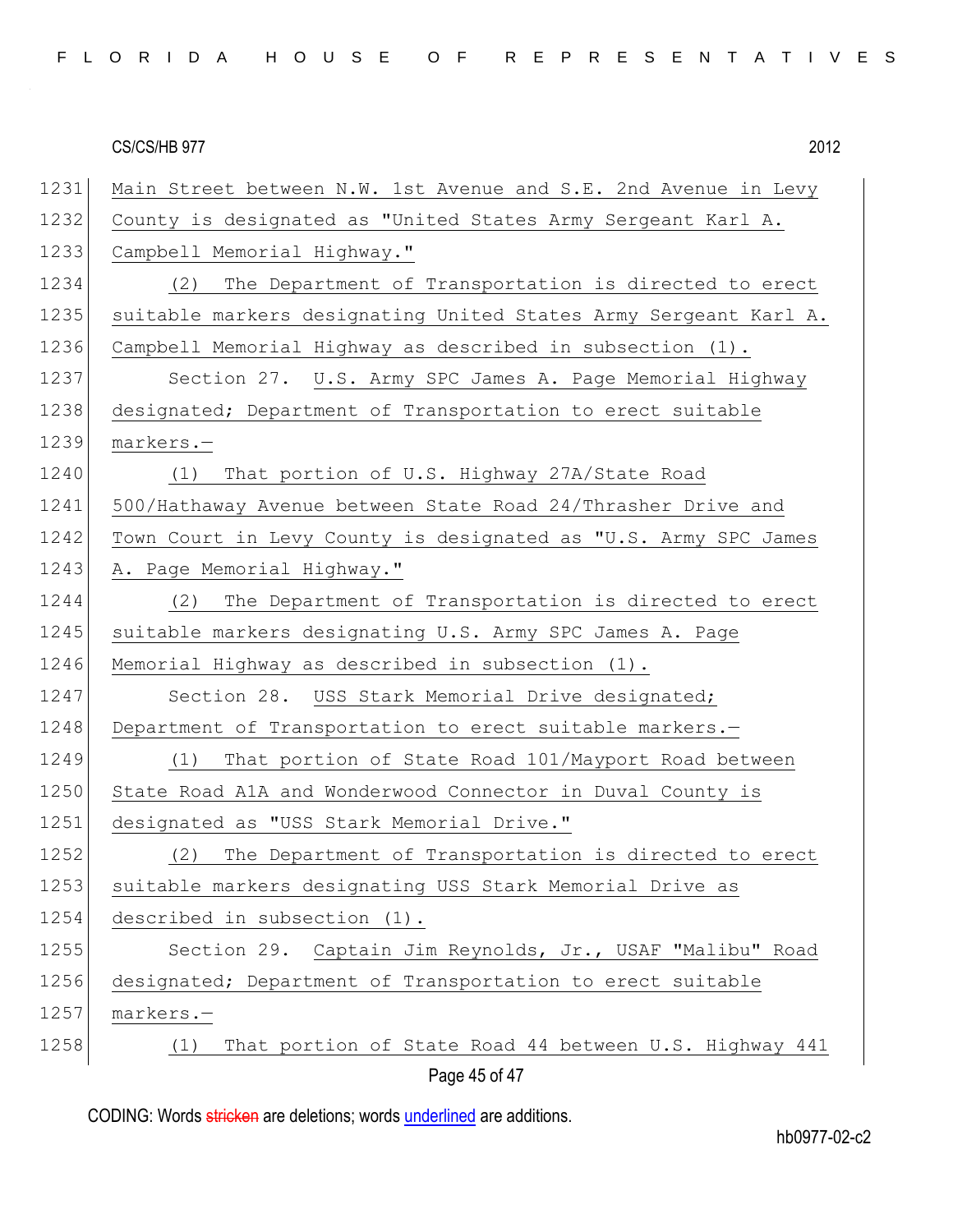1231 Main Street between N.W. 1st Avenue and S.E. 2nd Avenue in Levy
1232 County is designated as "United States Army Sergeant Karl A.
1233 Campbell Memorial Highway."
1234 (2) The Department of Transportation is directed to erect
1235 suitable markers designating United States Army Sergeant Karl A.
1236 Campbell Memorial Highway as described in subsection (1).
1237 Section 27. U.S. Army SPC James A. Page Memorial Highway
1238 designated; Department of Transportation to erect suitable
1239 markers.—
1240 (1) That portion of U.S. Highway 27A/State Road
1241 500/Hathaway Avenue between State Road 24/Thrasher Drive and
1242 Town Court in Levy County is designated as "U.S. Army SPC James
1243 A. Page Memorial Highway."
1244 (2) The Department of Transportation is directed to erect
1245 suitable markers designating U.S. Army SPC James A. Page
1246 Memorial Highway as described in subsection (1).
1247 Section 28. USS Stark Memorial Drive designated;
1248 Department of Transportation to erect suitable markers.—
1249 (1) That portion of State Road 101/Mayport Road between
1250 State Road A1A and Wonderwood Connector in Duval County is
1251 designated as "USS Stark Memorial Drive."
1252 (2) The Department of Transportation is directed to erect
1253 suitable markers designating USS Stark Memorial Drive as
1254 described in subsection (1).
1255 Section 29. Captain Jim Reynolds, Jr., USAF "Malibu" Road
1256 designated; Department of Transportation to erect suitable
1257 markers.—
1258 (1) That portion of State Road 44 between U.S. Highway 441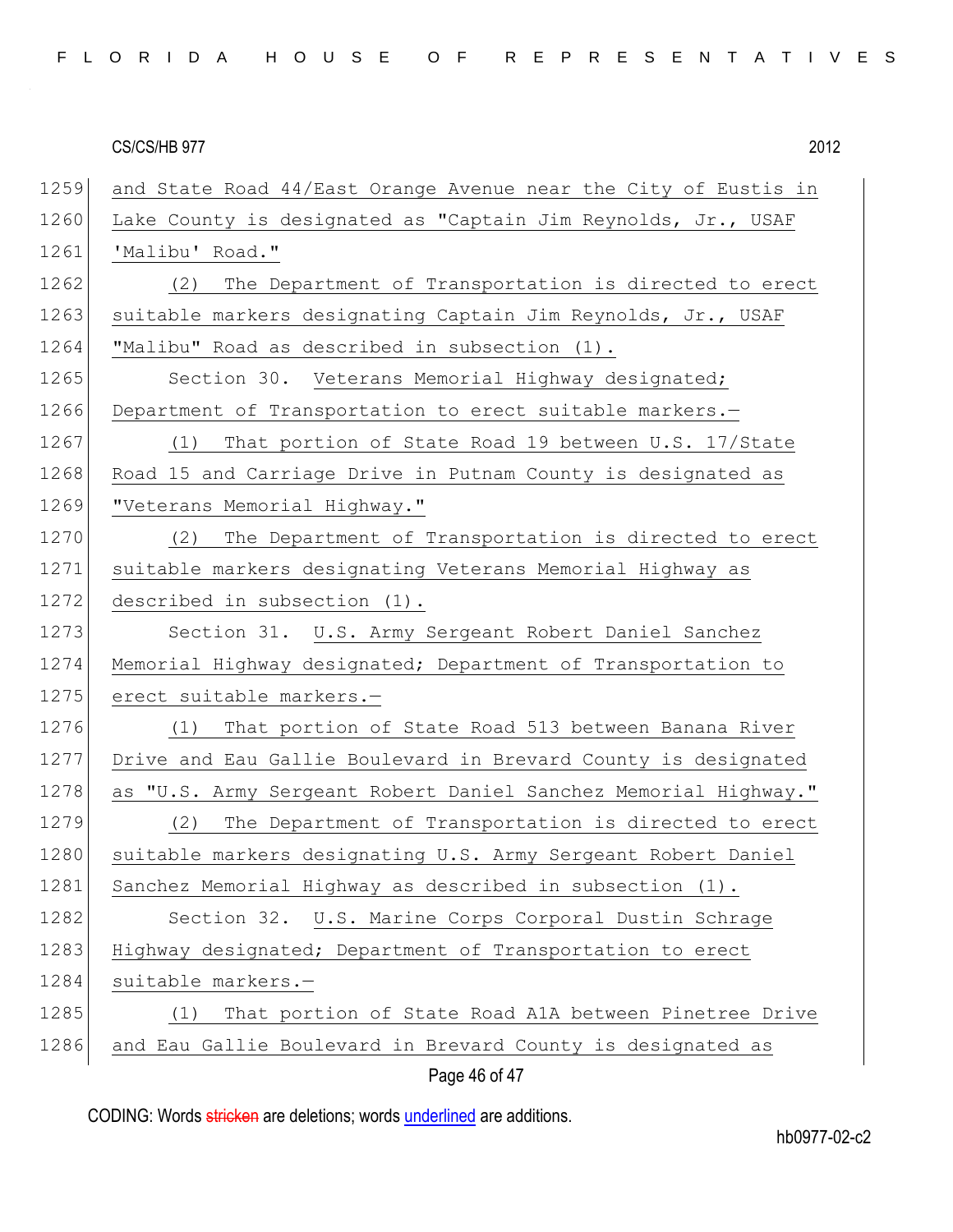and State Road 44/East Orange Avenue near the City of Eustis in Lake County is designated as "Captain Jim Reynolds, Jr., USAF 'Malibu' Road."

(2) The Department of Transportation is directed to erect suitable markers designating Captain Jim Reynolds, Jr., USAF "Malibu" Road as described in subsection (1).

Section 30. Veterans Memorial Highway designated; Department of Transportation to erect suitable markers.—

(1) That portion of State Road 19 between U.S. 17/State Road 15 and Carriage Drive in Putnam County is designated as "Veterans Memorial Highway."

(2) The Department of Transportation is directed to erect suitable markers designating Veterans Memorial Highway as described in subsection (1).

Section 31. U.S. Army Sergeant Robert Daniel Sanchez Memorial Highway designated; Department of Transportation to erect suitable markers.—

(1) That portion of State Road 513 between Banana River Drive and Eau Gallie Boulevard in Brevard County is designated as "U.S. Army Sergeant Robert Daniel Sanchez Memorial Highway."

(2) The Department of Transportation is directed to erect suitable markers designating U.S. Army Sergeant Robert Daniel Sanchez Memorial Highway as described in subsection (1).

Section 32. U.S. Marine Corps Corporal Dustin Schrage Highway designated; Department of Transportation to erect suitable markers.—

(1) That portion of State Road A1A between Pinetree Drive and Eau Gallie Boulevard in Brevard County is designated as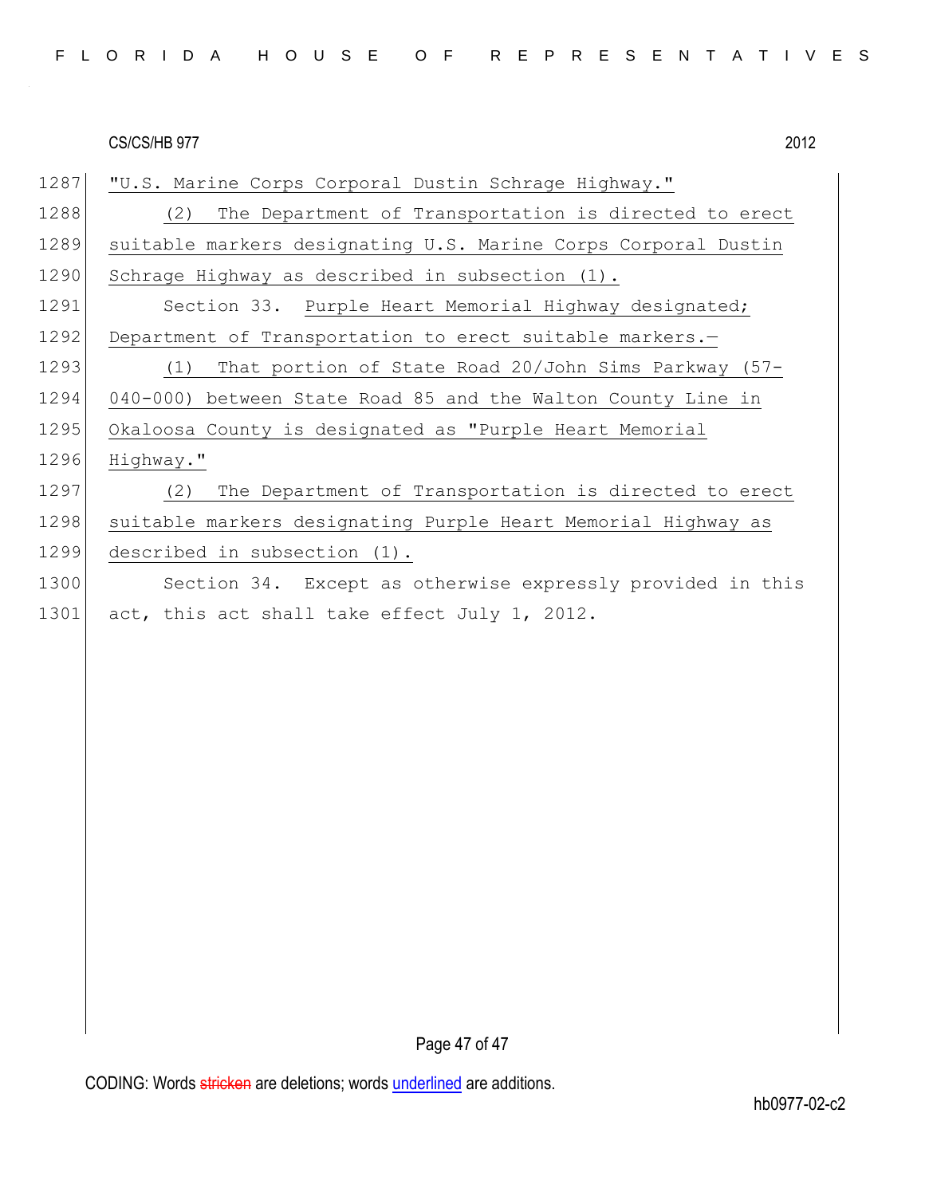"U.S. Marine Corps Corporal Dustin Schrage Highway."

(2) The Department of Transportation is directed to erect suitable markers designating U.S. Marine Corps Corporal Dustin Schrage Highway as described in subsection (1).

Section 33. Purple Heart Memorial Highway designated; Department of Transportation to erect suitable markers.—

(1) That portion of State Road 20/John Sims Parkway (57-040-000) between State Road 85 and the Walton County Line in Okaloosa County is designated as "Purple Heart Memorial Highway."

(2) The Department of Transportation is directed to erect suitable markers designating Purple Heart Memorial Highway as described in subsection (1).

Section 34. Except as otherwise expressly provided in this act, this act shall take effect July 1, 2012.